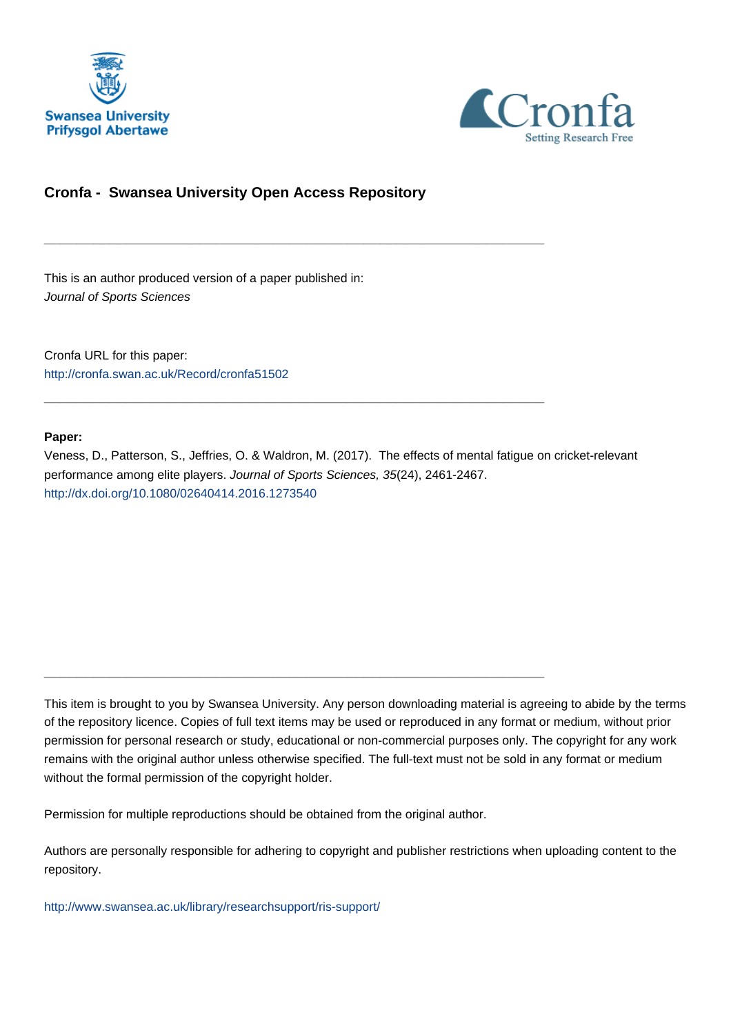Swansea University
Prifysgol Abertawe

Cronfa
Setting Research Free

## Cronfa - Swansea University Open Access Repository

---

This is an author produced version of a paper published in:
*Journal of Sports Sciences*

Cronfa URL for this paper:
http://cronfa.swan.ac.uk/Record/cronfa51502

---

**Paper:**
Veness, D., Patterson, S., Jeffries, O. & Waldron, M. (2017). The effects of mental fatigue on cricket-relevant performance among elite players. *Journal of Sports Sciences, 35*(24), 2461-2467.
http://dx.doi.org/10.1080/02640414.2016.1273540

---

This item is brought to you by Swansea University. Any person downloading material is agreeing to abide by the terms of the repository licence. Copies of full text items may be used or reproduced in any format or medium, without prior permission for personal research or study, educational or non-commercial purposes only. The copyright for any work remains with the original author unless otherwise specified. The full-text must not be sold in any format or medium without the formal permission of the copyright holder.

Permission for multiple reproductions should be obtained from the original author.

Authors are personally responsible for adhering to copyright and publisher restrictions when uploading content to the repository.

http://www.swansea.ac.uk/library/researchsupport/ris-support/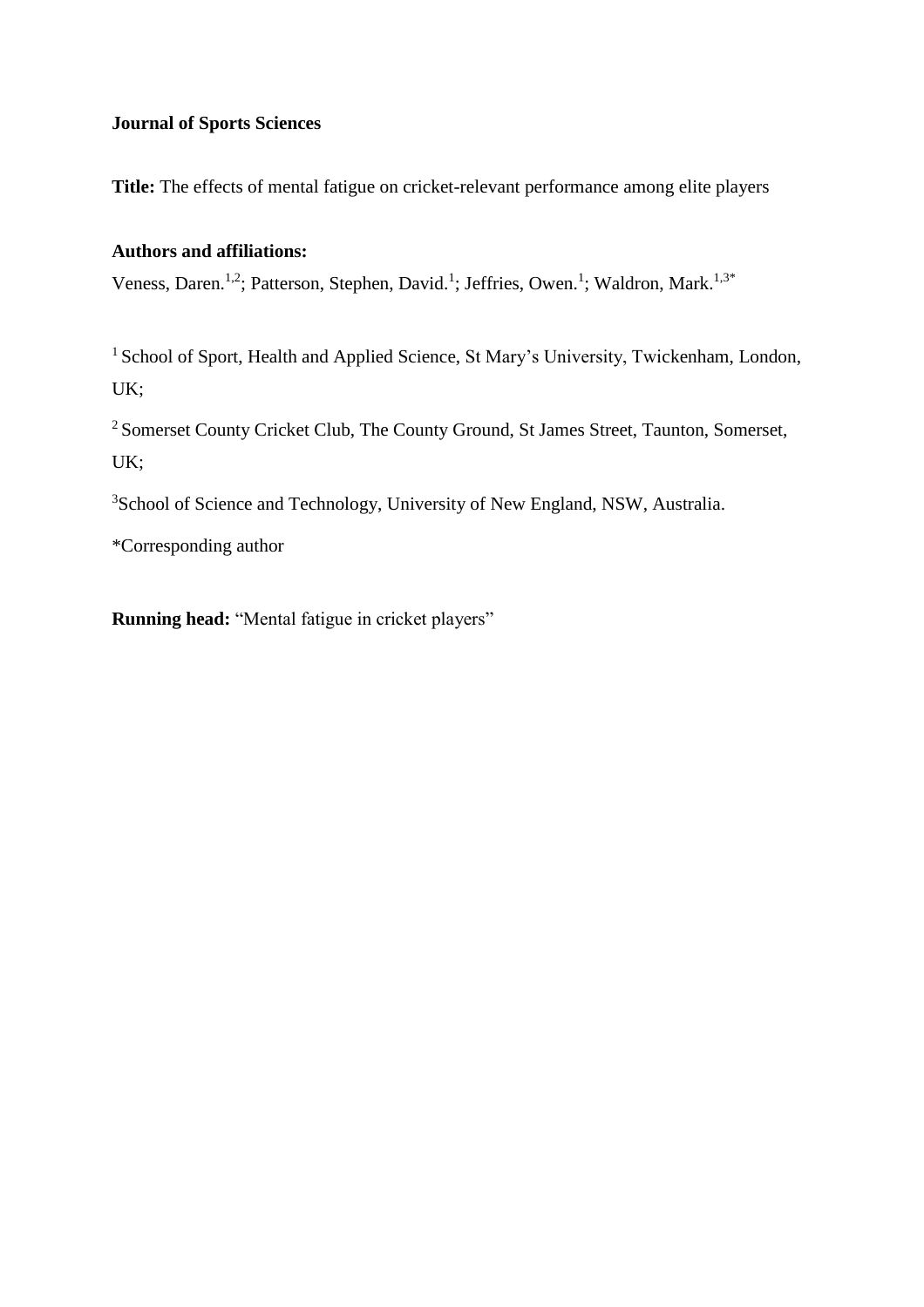**Journal of Sports Sciences**

**Title:** The effects of mental fatigue on cricket-relevant performance among elite players

**Authors and affiliations:**

Veness, Daren.[1,2]; Patterson, Stephen, David.[1]; Jeffries, Owen.[1]; Waldron, Mark.[1,3*]

[1] School of Sport, Health and Applied Science, St Mary's University, Twickenham, London, UK;

[2] Somerset County Cricket Club, The County Ground, St James Street, Taunton, Somerset, UK;

[3] School of Science and Technology, University of New England, NSW, Australia.

*Corresponding author

**Running head:** "Mental fatigue in cricket players"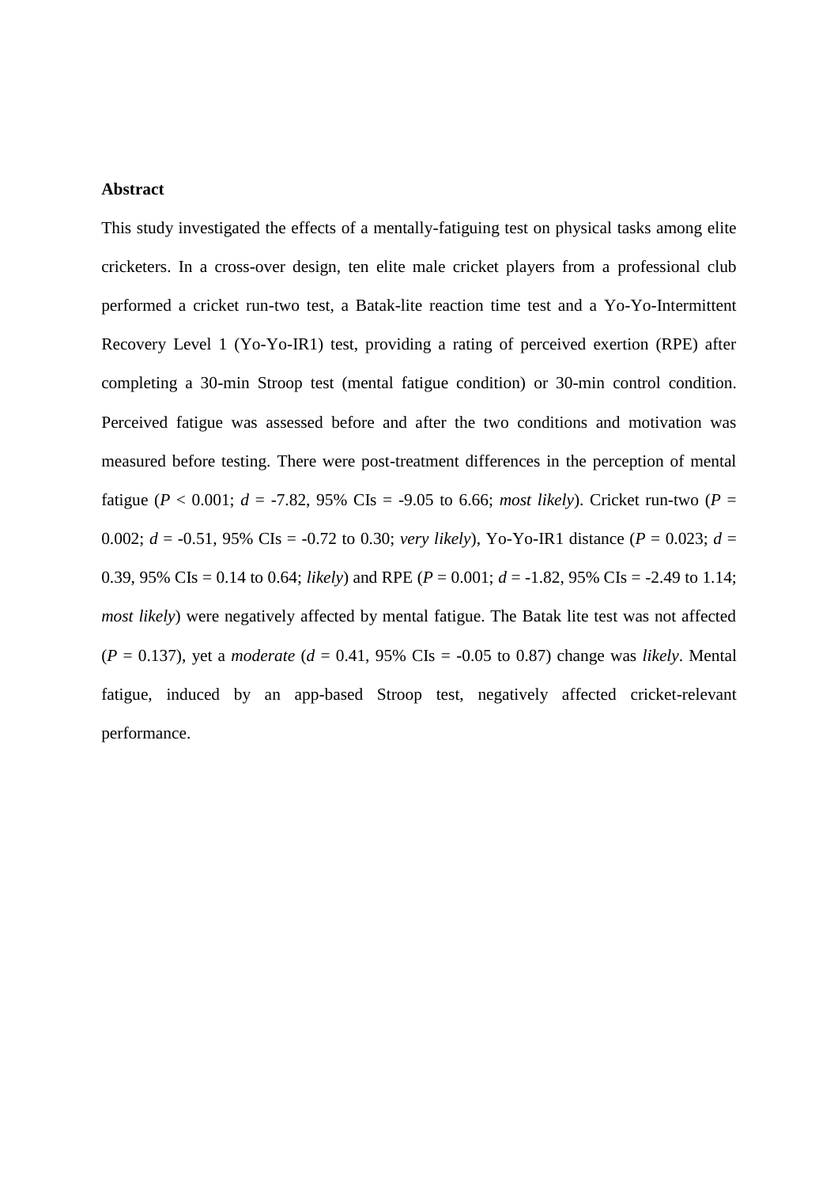**Abstract**

This study investigated the effects of a mentally-fatiguing test on physical tasks among elite cricketers. In a cross-over design, ten elite male cricket players from a professional club performed a cricket run-two test, a Batak-lite reaction time test and a Yo-Yo-Intermittent Recovery Level 1 (Yo-Yo-IR1) test, providing a rating of perceived exertion (RPE) after completing a 30-min Stroop test (mental fatigue condition) or 30-min control condition. Perceived fatigue was assessed before and after the two conditions and motivation was measured before testing. There were post-treatment differences in the perception of mental fatigue ($P < 0.001$; $d = -7.82$, 95% CIs = -9.05 to 6.66; *most likely*). Cricket run-two ($P = 0.002$; $d = -0.51$, 95% CIs = -0.72 to 0.30; *very likely*), Yo-Yo-IR1 distance ($P = 0.023$; $d = 0.39$, 95% CIs = 0.14 to 0.64; *likely*) and RPE ($P = 0.001$; $d = -1.82$, 95% CIs = -2.49 to 1.14; *most likely*) were negatively affected by mental fatigue. The Batak lite test was not affected ($P = 0.137$), yet a *moderate* ($d = 0.41$, 95% CIs = -0.05 to 0.87) change was *likely*. Mental fatigue, induced by an app-based Stroop test, negatively affected cricket-relevant performance.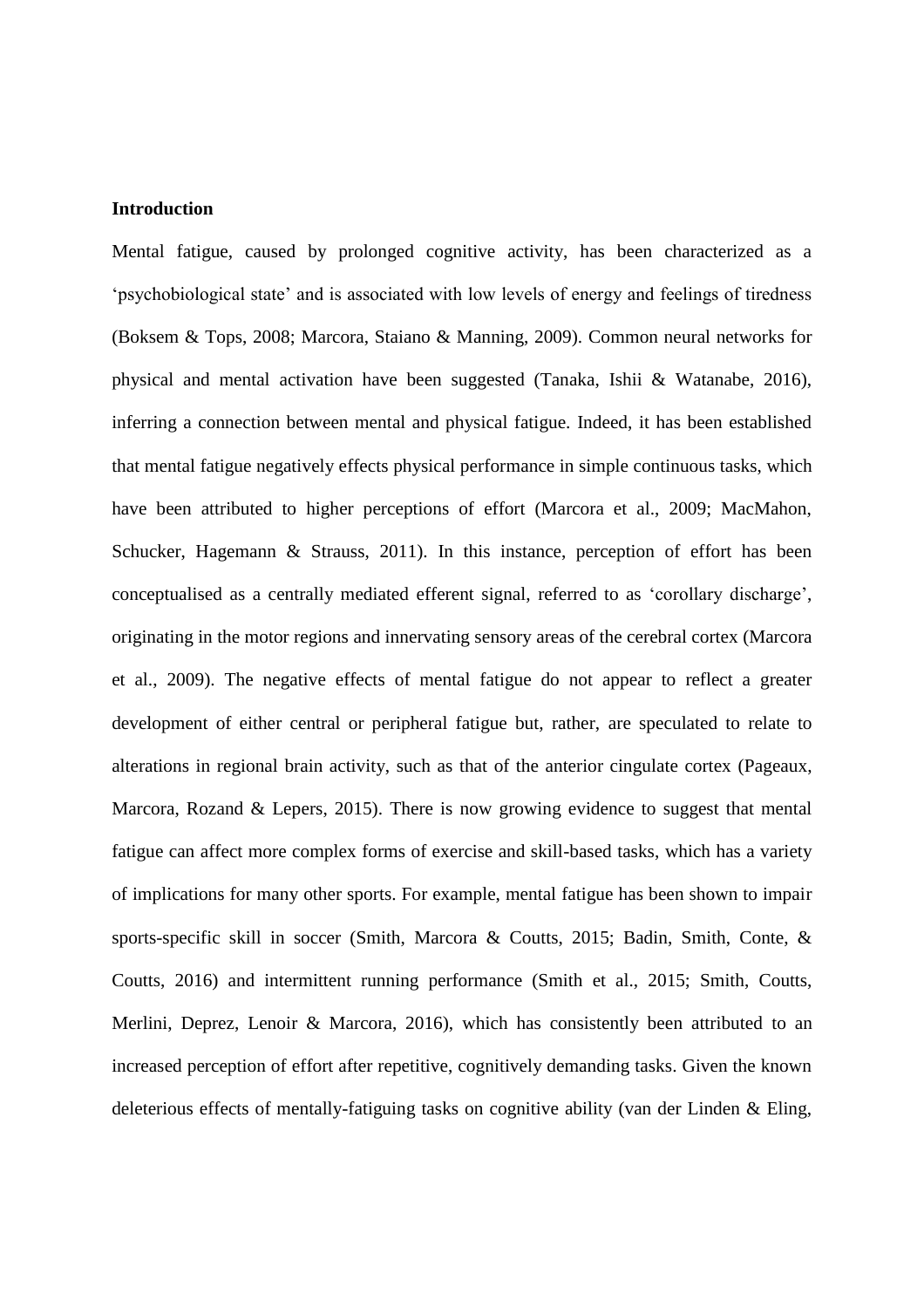**Introduction**

Mental fatigue, caused by prolonged cognitive activity, has been characterized as a ‘psychobiological state’ and is associated with low levels of energy and feelings of tiredness (Boksem & Tops, 2008; Marcora, Staiano & Manning, 2009). Common neural networks for physical and mental activation have been suggested (Tanaka, Ishii & Watanabe, 2016), inferring a connection between mental and physical fatigue. Indeed, it has been established that mental fatigue negatively effects physical performance in simple continuous tasks, which have been attributed to higher perceptions of effort (Marcora et al., 2009; MacMahon, Schucker, Hagemann & Strauss, 2011). In this instance, perception of effort has been conceptualised as a centrally mediated efferent signal, referred to as ‘corollary discharge’, originating in the motor regions and innervating sensory areas of the cerebral cortex (Marcora et al., 2009). The negative effects of mental fatigue do not appear to reflect a greater development of either central or peripheral fatigue but, rather, are speculated to relate to alterations in regional brain activity, such as that of the anterior cingulate cortex (Pageaux, Marcora, Rozand & Lepers, 2015). There is now growing evidence to suggest that mental fatigue can affect more complex forms of exercise and skill-based tasks, which has a variety of implications for many other sports. For example, mental fatigue has been shown to impair sports-specific skill in soccer (Smith, Marcora & Coutts, 2015; Badin, Smith, Conte, & Coutts, 2016) and intermittent running performance (Smith et al., 2015; Smith, Coutts, Merlini, Deprez, Lenoir & Marcora, 2016), which has consistently been attributed to an increased perception of effort after repetitive, cognitively demanding tasks. Given the known deleterious effects of mentally-fatiguing tasks on cognitive ability (van der Linden & Eling,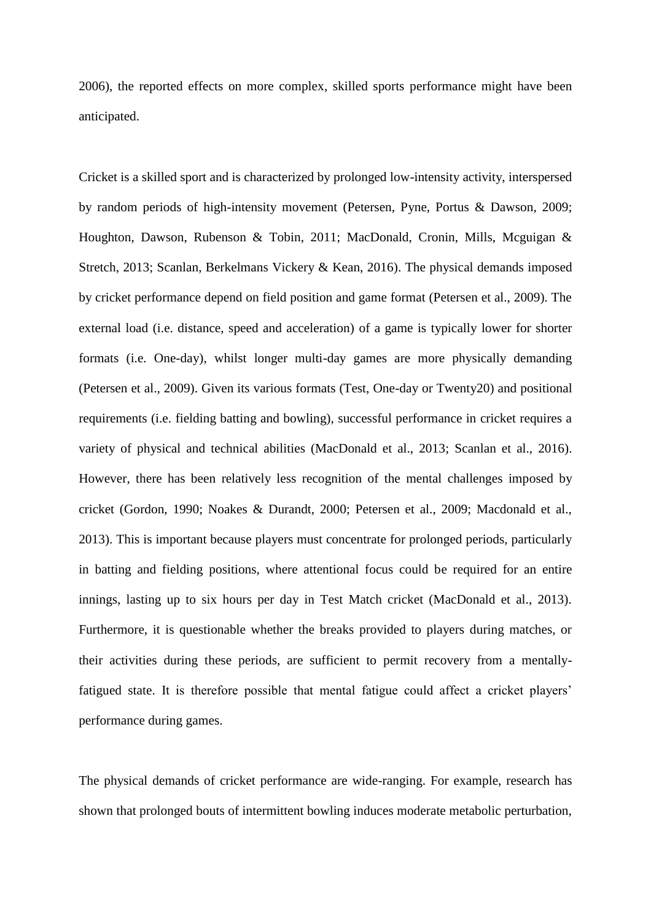2006), the reported effects on more complex, skilled sports performance might have been anticipated.

Cricket is a skilled sport and is characterized by prolonged low-intensity activity, interspersed by random periods of high-intensity movement (Petersen, Pyne, Portus & Dawson, 2009; Houghton, Dawson, Rubenson & Tobin, 2011; MacDonald, Cronin, Mills, Mcguigan & Stretch, 2013; Scanlan, Berkelmans Vickery & Kean, 2016). The physical demands imposed by cricket performance depend on field position and game format (Petersen et al., 2009). The external load (i.e. distance, speed and acceleration) of a game is typically lower for shorter formats (i.e. One-day), whilst longer multi-day games are more physically demanding (Petersen et al., 2009). Given its various formats (Test, One-day or Twenty20) and positional requirements (i.e. fielding batting and bowling), successful performance in cricket requires a variety of physical and technical abilities (MacDonald et al., 2013; Scanlan et al., 2016). However, there has been relatively less recognition of the mental challenges imposed by cricket (Gordon, 1990; Noakes & Durandt, 2000; Petersen et al., 2009; Macdonald et al., 2013). This is important because players must concentrate for prolonged periods, particularly in batting and fielding positions, where attentional focus could be required for an entire innings, lasting up to six hours per day in Test Match cricket (MacDonald et al., 2013). Furthermore, it is questionable whether the breaks provided to players during matches, or their activities during these periods, are sufficient to permit recovery from a mentally-fatigued state. It is therefore possible that mental fatigue could affect a cricket players' performance during games.

The physical demands of cricket performance are wide-ranging. For example, research has shown that prolonged bouts of intermittent bowling induces moderate metabolic perturbation,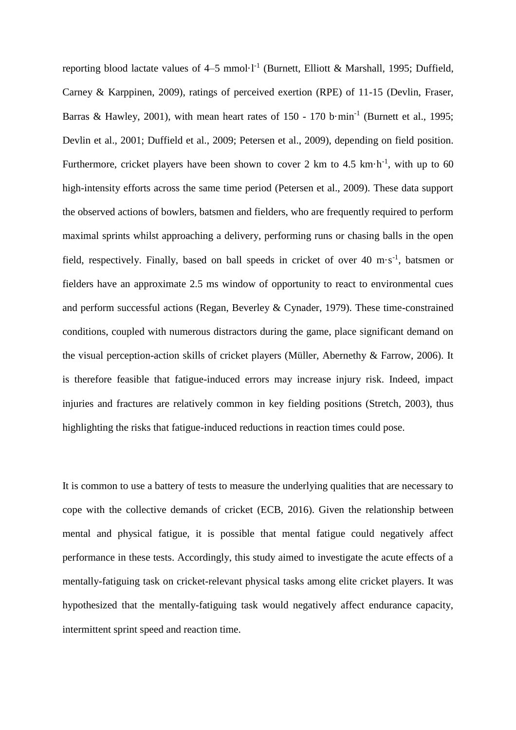reporting blood lactate values of 4–5 $mmol \cdot l^{-1}$ (Burnett, Elliott & Marshall, 1995; Duffield, Carney & Karppinen, 2009), ratings of perceived exertion (RPE) of 11-15 (Devlin, Fraser, Barras & Hawley, 2001), with mean heart rates of 150 - 170 $b \cdot min^{-1}$ (Burnett et al., 1995; Devlin et al., 2001; Duffield et al., 2009; Petersen et al., 2009), depending on field position. Furthermore, cricket players have been shown to cover 2 km to 4.5 $km \cdot h^{-1}$, with up to 60 high-intensity efforts across the same time period (Petersen et al., 2009). These data support the observed actions of bowlers, batsmen and fielders, who are frequently required to perform maximal sprints whilst approaching a delivery, performing runs or chasing balls in the open field, respectively. Finally, based on ball speeds in cricket of over 40 $m \cdot s^{-1}$, batsmen or fielders have an approximate 2.5 ms window of opportunity to react to environmental cues and perform successful actions (Regan, Beverley & Cynader, 1979). These time-constrained conditions, coupled with numerous distractors during the game, place significant demand on the visual perception-action skills of cricket players (Müller, Abernethy & Farrow, 2006). It is therefore feasible that fatigue-induced errors may increase injury risk. Indeed, impact injuries and fractures are relatively common in key fielding positions (Stretch, 2003), thus highlighting the risks that fatigue-induced reductions in reaction times could pose.

It is common to use a battery of tests to measure the underlying qualities that are necessary to cope with the collective demands of cricket (ECB, 2016). Given the relationship between mental and physical fatigue, it is possible that mental fatigue could negatively affect performance in these tests. Accordingly, this study aimed to investigate the acute effects of a mentally-fatiguing task on cricket-relevant physical tasks among elite cricket players. It was hypothesized that the mentally-fatiguing task would negatively affect endurance capacity, intermittent sprint speed and reaction time.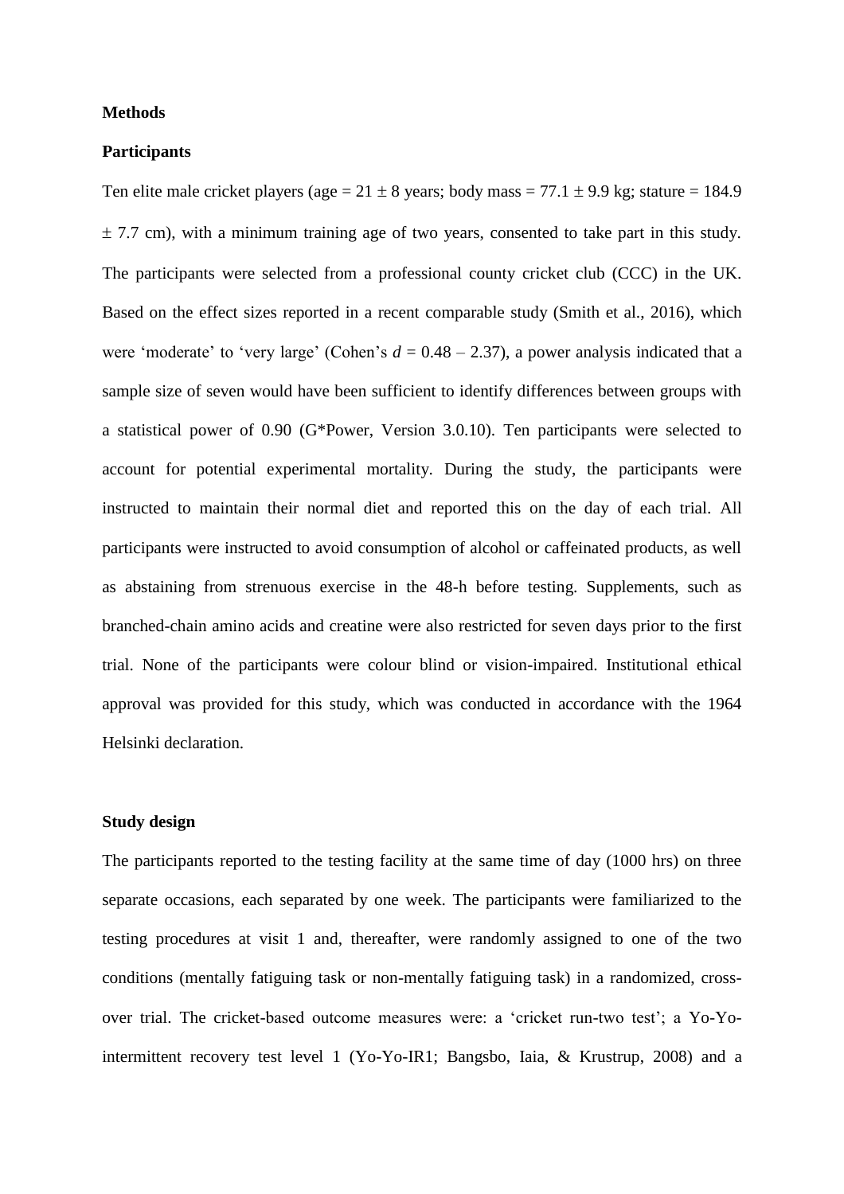## Methods

### Participants

Ten elite male cricket players (age = 21 ± 8 years; body mass = 77.1 ± 9.9 kg; stature = 184.9 ± 7.7 cm), with a minimum training age of two years, consented to take part in this study. The participants were selected from a professional county cricket club (CCC) in the UK. Based on the effect sizes reported in a recent comparable study (Smith et al., 2016), which were 'moderate' to 'very large' (Cohen's $d$ = 0.48 – 2.37), a power analysis indicated that a sample size of seven would have been sufficient to identify differences between groups with a statistical power of 0.90 (G*Power, Version 3.0.10). Ten participants were selected to account for potential experimental mortality. During the study, the participants were instructed to maintain their normal diet and reported this on the day of each trial. All participants were instructed to avoid consumption of alcohol or caffeinated products, as well as abstaining from strenuous exercise in the 48-h before testing. Supplements, such as branched-chain amino acids and creatine were also restricted for seven days prior to the first trial. None of the participants were colour blind or vision-impaired. Institutional ethical approval was provided for this study, which was conducted in accordance with the 1964 Helsinki declaration.

### Study design

The participants reported to the testing facility at the same time of day (1000 hrs) on three separate occasions, each separated by one week. The participants were familiarized to the testing procedures at visit 1 and, thereafter, were randomly assigned to one of the two conditions (mentally fatiguing task or non-mentally fatiguing task) in a randomized, cross-over trial. The cricket-based outcome measures were: a 'cricket run-two test'; a Yo-Yo-intermittent recovery test level 1 (Yo-Yo-IR1; Bangsbo, Iaia, & Krustrup, 2008) and a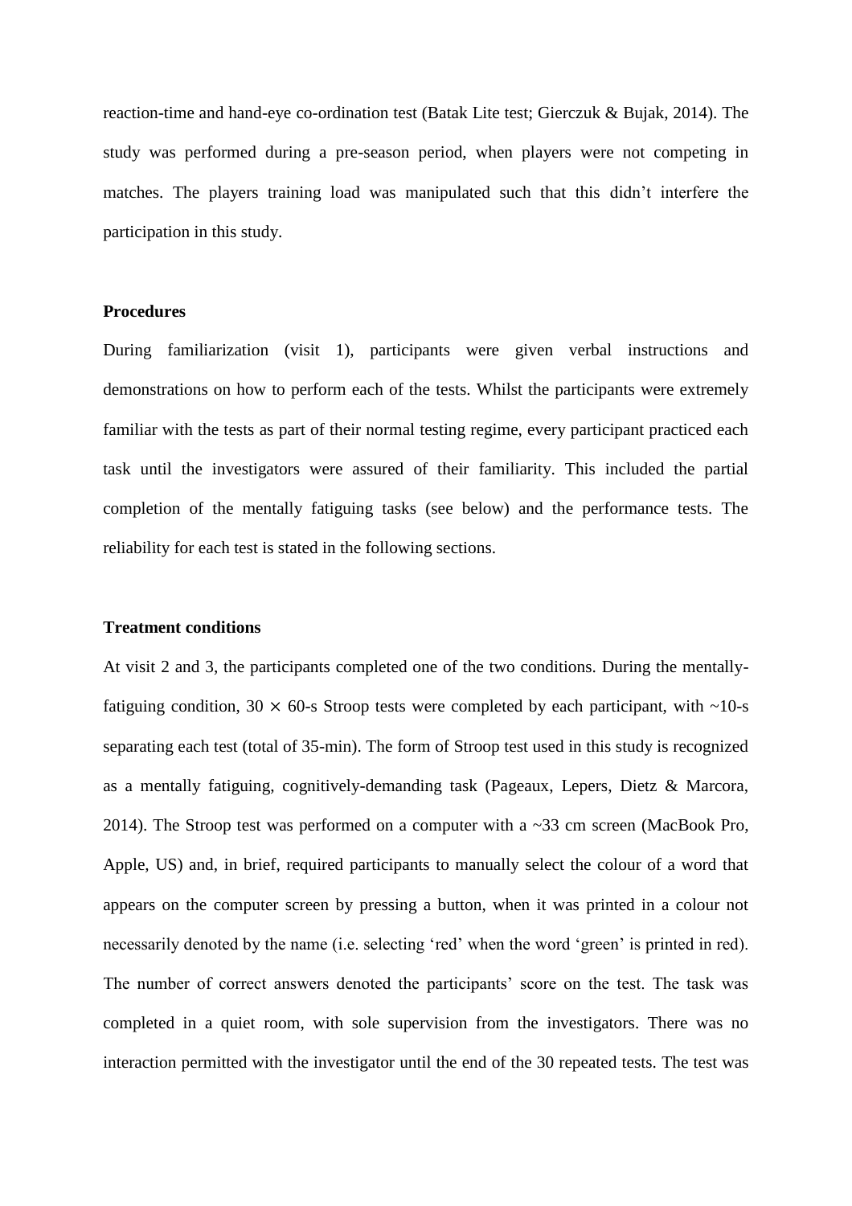reaction-time and hand-eye co-ordination test (Batak Lite test; Gierczuk & Bujak, 2014). The study was performed during a pre-season period, when players were not competing in matches. The players training load was manipulated such that this didn't interfere the participation in this study.

### Procedures

During familiarization (visit 1), participants were given verbal instructions and demonstrations on how to perform each of the tests. Whilst the participants were extremely familiar with the tests as part of their normal testing regime, every participant practiced each task until the investigators were assured of their familiarity. This included the partial completion of the mentally fatiguing tasks (see below) and the performance tests. The reliability for each test is stated in the following sections.

### Treatment conditions

At visit 2 and 3, the participants completed one of the two conditions. During the mentally-fatiguing condition, $30 \times 60$-s Stroop tests were completed by each participant, with ~10-s separating each test (total of 35-min). The form of Stroop test used in this study is recognized as a mentally fatiguing, cognitively-demanding task (Pageaux, Lepers, Dietz & Marcora, 2014). The Stroop test was performed on a computer with a ~33 cm screen (MacBook Pro, Apple, US) and, in brief, required participants to manually select the colour of a word that appears on the computer screen by pressing a button, when it was printed in a colour not necessarily denoted by the name (i.e. selecting 'red' when the word 'green' is printed in red). The number of correct answers denoted the participants' score on the test. The task was completed in a quiet room, with sole supervision from the investigators. There was no interaction permitted with the investigator until the end of the 30 repeated tests. The test was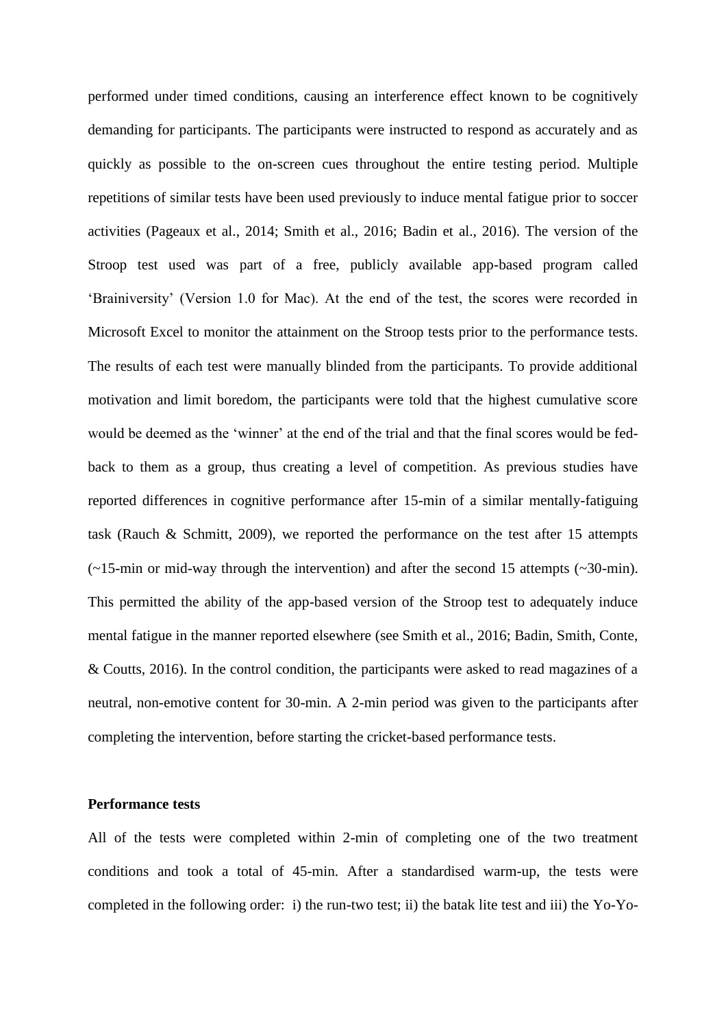performed under timed conditions, causing an interference effect known to be cognitively demanding for participants. The participants were instructed to respond as accurately and as quickly as possible to the on-screen cues throughout the entire testing period. Multiple repetitions of similar tests have been used previously to induce mental fatigue prior to soccer activities (Pageaux et al., 2014; Smith et al., 2016; Badin et al., 2016). The version of the Stroop test used was part of a free, publicly available app-based program called 'Brainiversity' (Version 1.0 for Mac). At the end of the test, the scores were recorded in Microsoft Excel to monitor the attainment on the Stroop tests prior to the performance tests. The results of each test were manually blinded from the participants. To provide additional motivation and limit boredom, the participants were told that the highest cumulative score would be deemed as the 'winner' at the end of the trial and that the final scores would be fed-back to them as a group, thus creating a level of competition. As previous studies have reported differences in cognitive performance after 15-min of a similar mentally-fatiguing task (Rauch & Schmitt, 2009), we reported the performance on the test after 15 attempts (~15-min or mid-way through the intervention) and after the second 15 attempts (~30-min). This permitted the ability of the app-based version of the Stroop test to adequately induce mental fatigue in the manner reported elsewhere (see Smith et al., 2016; Badin, Smith, Conte, & Coutts, 2016). In the control condition, the participants were asked to read magazines of a neutral, non-emotive content for 30-min. A 2-min period was given to the participants after completing the intervention, before starting the cricket-based performance tests.

**Performance tests**

All of the tests were completed within 2-min of completing one of the two treatment conditions and took a total of 45-min. After a standardised warm-up, the tests were completed in the following order: i) the run-two test; ii) the batak lite test and iii) the Yo-Yo-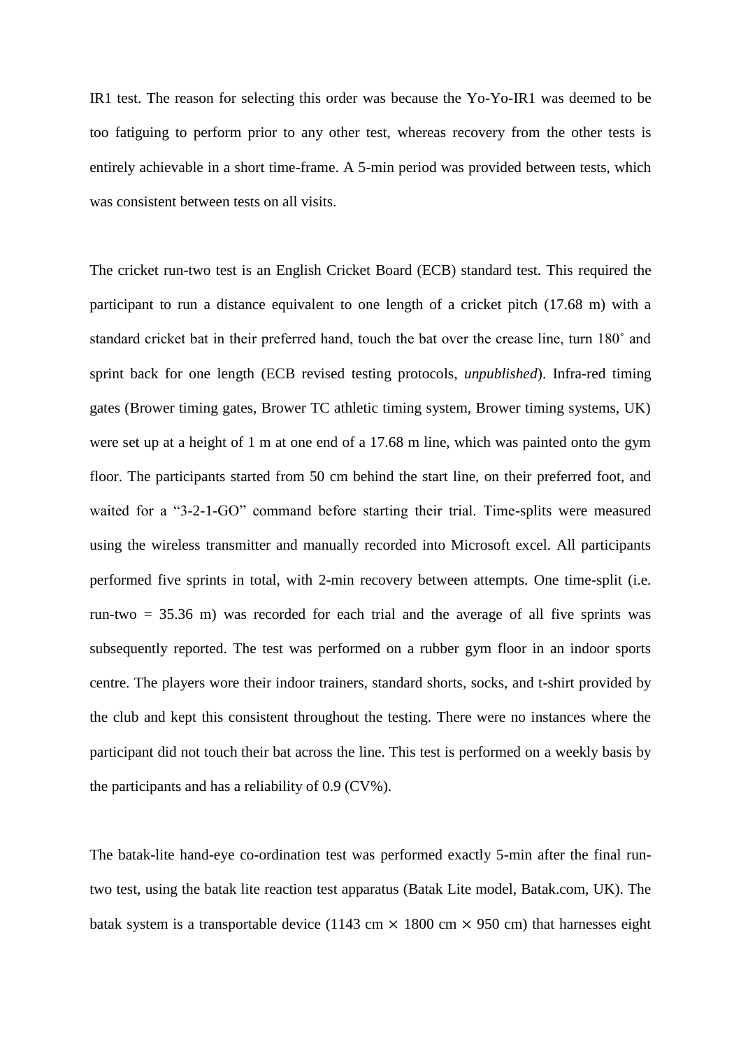IR1 test. The reason for selecting this order was because the Yo-Yo-IR1 was deemed to be too fatiguing to perform prior to any other test, whereas recovery from the other tests is entirely achievable in a short time-frame. A 5-min period was provided between tests, which was consistent between tests on all visits.

The cricket run-two test is an English Cricket Board (ECB) standard test. This required the participant to run a distance equivalent to one length of a cricket pitch (17.68 m) with a standard cricket bat in their preferred hand, touch the bat over the crease line, turn 180˚ and sprint back for one length (ECB revised testing protocols, *unpublished*). Infra-red timing gates (Brower timing gates, Brower TC athletic timing system, Brower timing systems, UK) were set up at a height of 1 m at one end of a 17.68 m line, which was painted onto the gym floor. The participants started from 50 cm behind the start line, on their preferred foot, and waited for a "3-2-1-GO" command before starting their trial. Time-splits were measured using the wireless transmitter and manually recorded into Microsoft excel. All participants performed five sprints in total, with 2-min recovery between attempts. One time-split (i.e. run-two = 35.36 m) was recorded for each trial and the average of all five sprints was subsequently reported. The test was performed on a rubber gym floor in an indoor sports centre. The players wore their indoor trainers, standard shorts, socks, and t-shirt provided by the club and kept this consistent throughout the testing. There were no instances where the participant did not touch their bat across the line. This test is performed on a weekly basis by the participants and has a reliability of 0.9 (CV%).

The batak-lite hand-eye co-ordination test was performed exactly 5-min after the final run-two test, using the batak lite reaction test apparatus (Batak Lite model, Batak.com, UK). The batak system is a transportable device (1143 cm $\times$ 1800 cm $\times$ 950 cm) that harnesses eight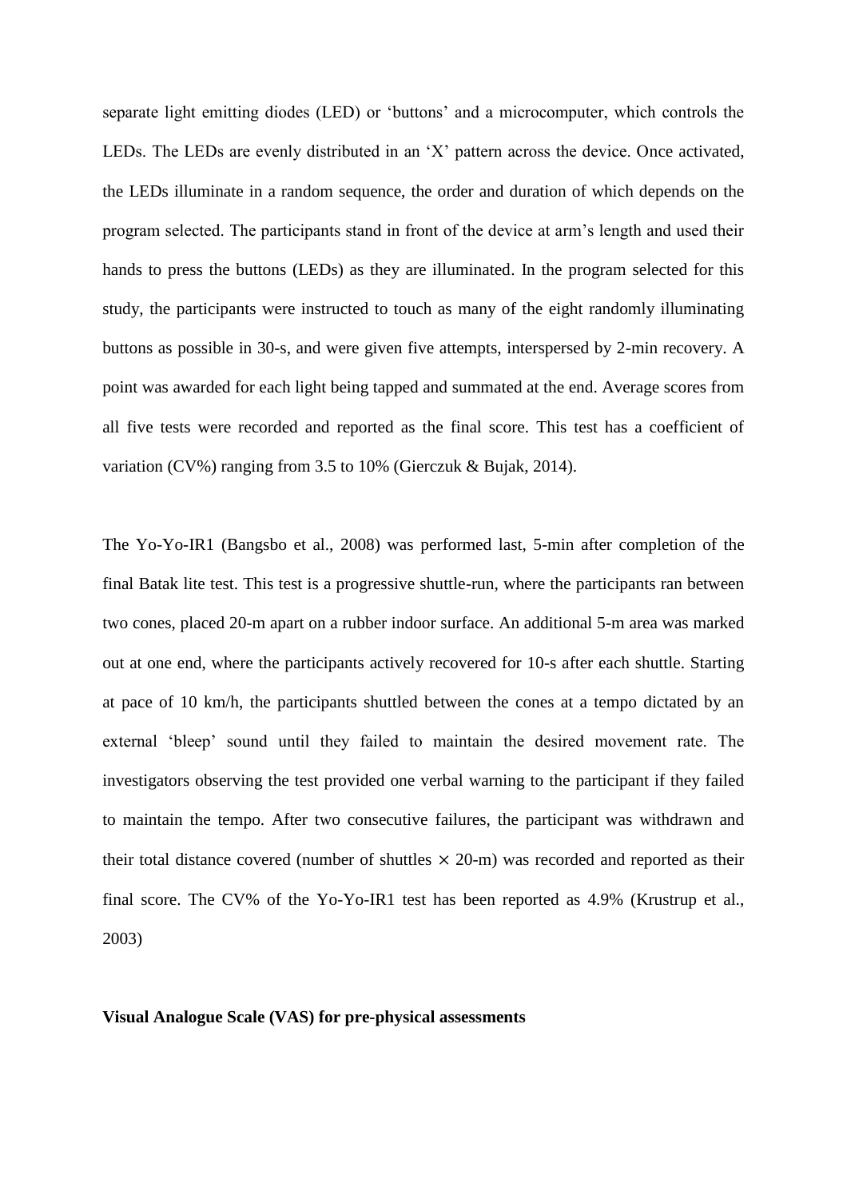separate light emitting diodes (LED) or 'buttons' and a microcomputer, which controls the LEDs. The LEDs are evenly distributed in an 'X' pattern across the device. Once activated, the LEDs illuminate in a random sequence, the order and duration of which depends on the program selected. The participants stand in front of the device at arm's length and used their hands to press the buttons (LEDs) as they are illuminated. In the program selected for this study, the participants were instructed to touch as many of the eight randomly illuminating buttons as possible in 30-s, and were given five attempts, interspersed by 2-min recovery. A point was awarded for each light being tapped and summated at the end. Average scores from all five tests were recorded and reported as the final score. This test has a coefficient of variation (CV%) ranging from 3.5 to 10% (Gierczuk & Bujak, 2014).

The Yo-Yo-IR1 (Bangsbo et al., 2008) was performed last, 5-min after completion of the final Batak lite test. This test is a progressive shuttle-run, where the participants ran between two cones, placed 20-m apart on a rubber indoor surface. An additional 5-m area was marked out at one end, where the participants actively recovered for 10-s after each shuttle. Starting at pace of 10 km/h, the participants shuttled between the cones at a tempo dictated by an external 'bleep' sound until they failed to maintain the desired movement rate. The investigators observing the test provided one verbal warning to the participant if they failed to maintain the tempo. After two consecutive failures, the participant was withdrawn and their total distance covered (number of shuttles $\times$ 20-m) was recorded and reported as their final score. The CV% of the Yo-Yo-IR1 test has been reported as 4.9% (Krustrup et al., 2003)

**Visual Analogue Scale (VAS) for pre-physical assessments**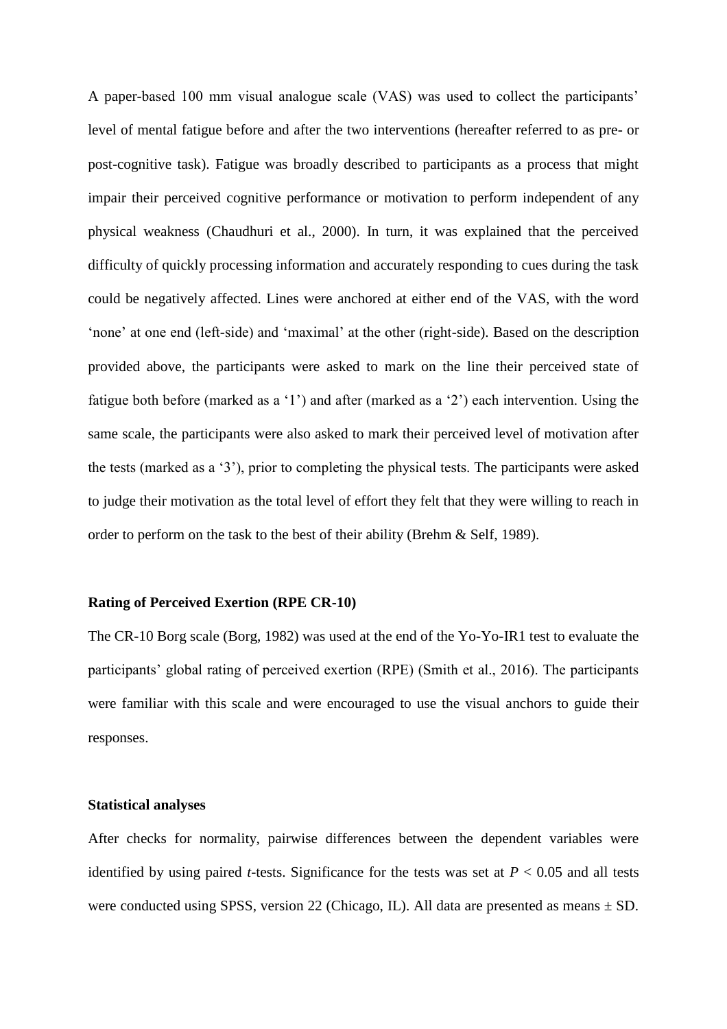A paper-based 100 mm visual analogue scale (VAS) was used to collect the participants' level of mental fatigue before and after the two interventions (hereafter referred to as pre- or post-cognitive task). Fatigue was broadly described to participants as a process that might impair their perceived cognitive performance or motivation to perform independent of any physical weakness (Chaudhuri et al., 2000). In turn, it was explained that the perceived difficulty of quickly processing information and accurately responding to cues during the task could be negatively affected. Lines were anchored at either end of the VAS, with the word 'none' at one end (left-side) and 'maximal' at the other (right-side). Based on the description provided above, the participants were asked to mark on the line their perceived state of fatigue both before (marked as a '1') and after (marked as a '2') each intervention. Using the same scale, the participants were also asked to mark their perceived level of motivation after the tests (marked as a '3'), prior to completing the physical tests. The participants were asked to judge their motivation as the total level of effort they felt that they were willing to reach in order to perform on the task to the best of their ability (Brehm & Self, 1989).

### Rating of Perceived Exertion (RPE CR-10)

The CR-10 Borg scale (Borg, 1982) was used at the end of the Yo-Yo-IR1 test to evaluate the participants' global rating of perceived exertion (RPE) (Smith et al., 2016). The participants were familiar with this scale and were encouraged to use the visual anchors to guide their responses.

### Statistical analyses

After checks for normality, pairwise differences between the dependent variables were identified by using paired *t*-tests. Significance for the tests was set at $P < 0.05$ and all tests were conducted using SPSS, version 22 (Chicago, IL). All data are presented as means ± SD.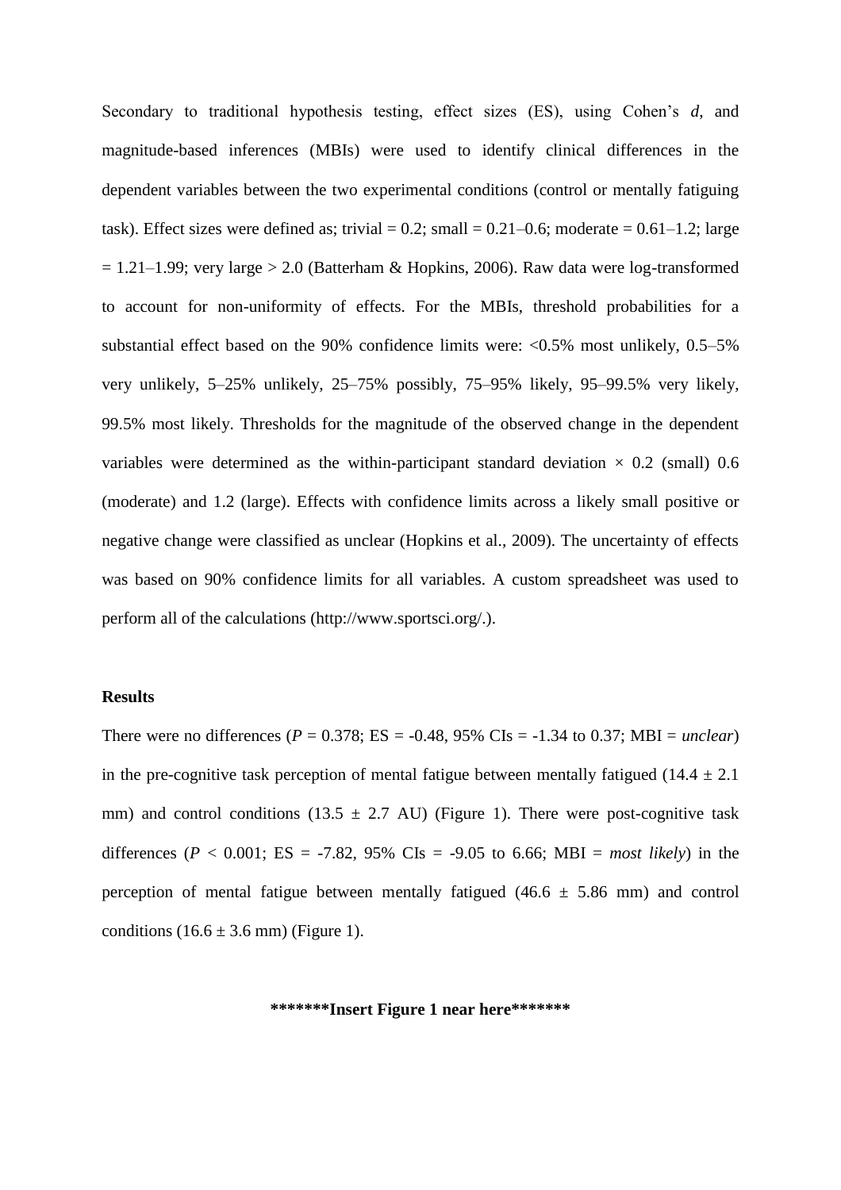Secondary to traditional hypothesis testing, effect sizes (ES), using Cohen's *d*, and magnitude-based inferences (MBIs) were used to identify clinical differences in the dependent variables between the two experimental conditions (control or mentally fatiguing task). Effect sizes were defined as; trivial = 0.2; small = 0.21–0.6; moderate = 0.61–1.2; large = 1.21–1.99; very large > 2.0 (Batterham & Hopkins, 2006). Raw data were log-transformed to account for non-uniformity of effects. For the MBIs, threshold probabilities for a substantial effect based on the 90% confidence limits were: <0.5% most unlikely, 0.5–5% very unlikely, 5–25% unlikely, 25–75% possibly, 75–95% likely, 95–99.5% very likely, 99.5% most likely. Thresholds for the magnitude of the observed change in the dependent variables were determined as the within-participant standard deviation × 0.2 (small) 0.6 (moderate) and 1.2 (large). Effects with confidence limits across a likely small positive or negative change were classified as unclear (Hopkins et al., 2009). The uncertainty of effects was based on 90% confidence limits for all variables. A custom spreadsheet was used to perform all of the calculations (http://www.sportsci.org/.).

## Results

There were no differences ($P = 0.378$; ES = -0.48, 95% CIs = -1.34 to 0.37; MBI = *unclear*) in the pre-cognitive task perception of mental fatigue between mentally fatigued (14.4 ± 2.1 mm) and control conditions (13.5 ± 2.7 AU) (Figure 1). There were post-cognitive task differences ($P < 0.001$; ES = -7.82, 95% CIs = -9.05 to 6.66; MBI = *most likely*) in the perception of mental fatigue between mentally fatigued (46.6 ± 5.86 mm) and control conditions (16.6 ± 3.6 mm) (Figure 1).

**\*\*\*\*\*\*\*Insert Figure 1 near here\*\*\*\*\*\*\***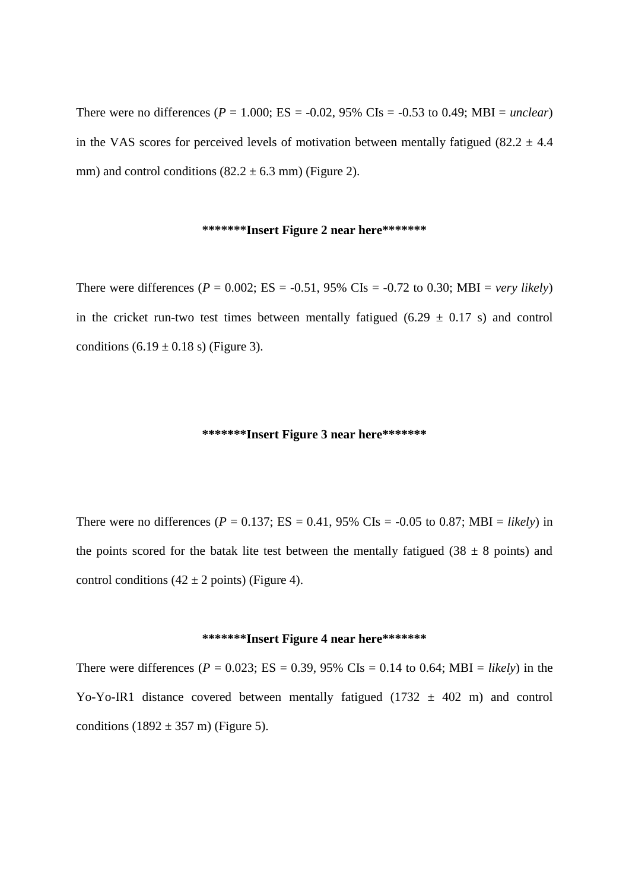There were no differences ($P$ = 1.000; ES = -0.02, 95% CIs = -0.53 to 0.49; MBI = *unclear*) in the VAS scores for perceived levels of motivation between mentally fatigued (82.2 ± 4.4 mm) and control conditions (82.2 ± 6.3 mm) (Figure 2).

**\*\*\*\*\*\*\*Insert Figure 2 near here\*\*\*\*\*\*\***

There were differences ($P$ = 0.002; ES = -0.51, 95% CIs = -0.72 to 0.30; MBI = *very likely*) in the cricket run-two test times between mentally fatigued (6.29 ± 0.17 s) and control conditions (6.19 ± 0.18 s) (Figure 3).

**\*\*\*\*\*\*\*Insert Figure 3 near here\*\*\*\*\*\*\***

There were no differences ($P$ = 0.137; ES = 0.41, 95% CIs = -0.05 to 0.87; MBI = *likely*) in the points scored for the batak lite test between the mentally fatigued (38 ± 8 points) and control conditions (42 ± 2 points) (Figure 4).

**\*\*\*\*\*\*\*Insert Figure 4 near here\*\*\*\*\*\*\***

There were differences ($P$ = 0.023; ES = 0.39, 95% CIs = 0.14 to 0.64; MBI = *likely*) in the Yo-Yo-IR1 distance covered between mentally fatigued (1732 ± 402 m) and control conditions (1892 ± 357 m) (Figure 5).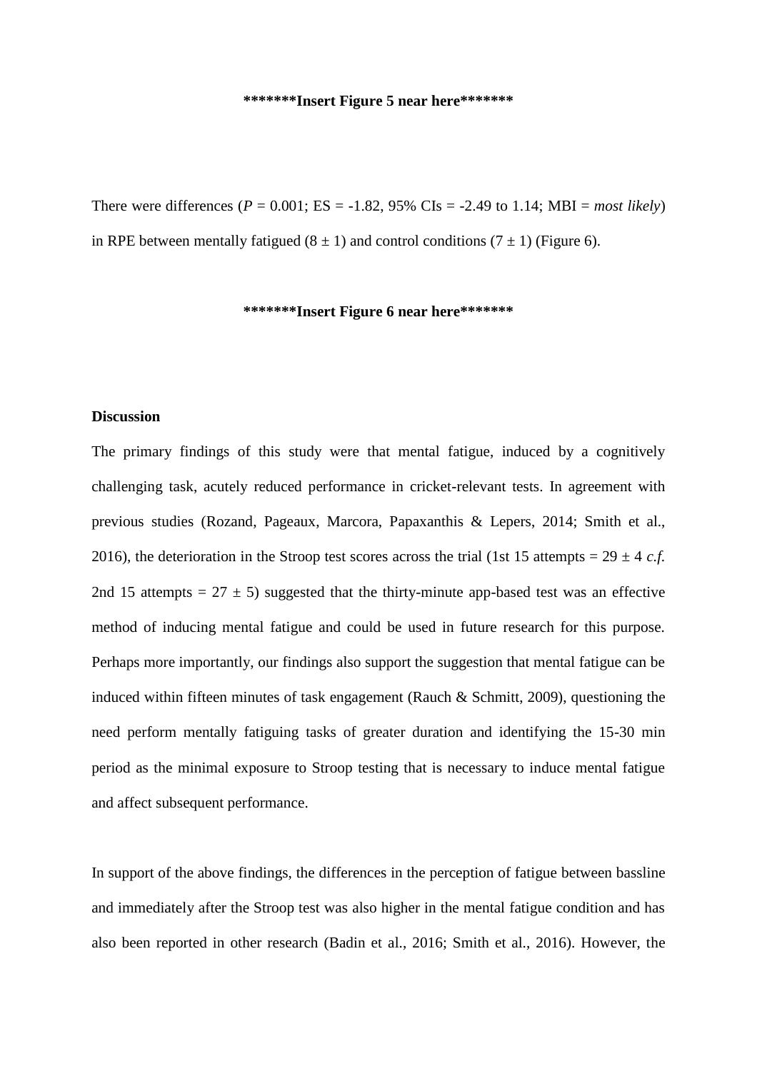**\*\*\*\*\*\*\*Insert Figure 5 near here\*\*\*\*\*\*\***

There were differences ($P$ = 0.001; ES = -1.82, 95% CIs = -2.49 to 1.14; MBI = *most likely*) in RPE between mentally fatigued ($8 \pm 1$) and control conditions ($7 \pm 1$) (Figure 6).

**\*\*\*\*\*\*\*Insert Figure 6 near here\*\*\*\*\*\*\***

**Discussion**

The primary findings of this study were that mental fatigue, induced by a cognitively challenging task, acutely reduced performance in cricket-relevant tests. In agreement with previous studies (Rozand, Pageaux, Marcora, Papaxanthis & Lepers, 2014; Smith et al., 2016), the deterioration in the Stroop test scores across the trial (1st 15 attempts = $29 \pm 4$ *c.f.* 2nd 15 attempts = $27 \pm 5$) suggested that the thirty-minute app-based test was an effective method of inducing mental fatigue and could be used in future research for this purpose. Perhaps more importantly, our findings also support the suggestion that mental fatigue can be induced within fifteen minutes of task engagement (Rauch & Schmitt, 2009), questioning the need perform mentally fatiguing tasks of greater duration and identifying the 15-30 min period as the minimal exposure to Stroop testing that is necessary to induce mental fatigue and affect subsequent performance.

In support of the above findings, the differences in the perception of fatigue between bassline and immediately after the Stroop test was also higher in the mental fatigue condition and has also been reported in other research (Badin et al., 2016; Smith et al., 2016). However, the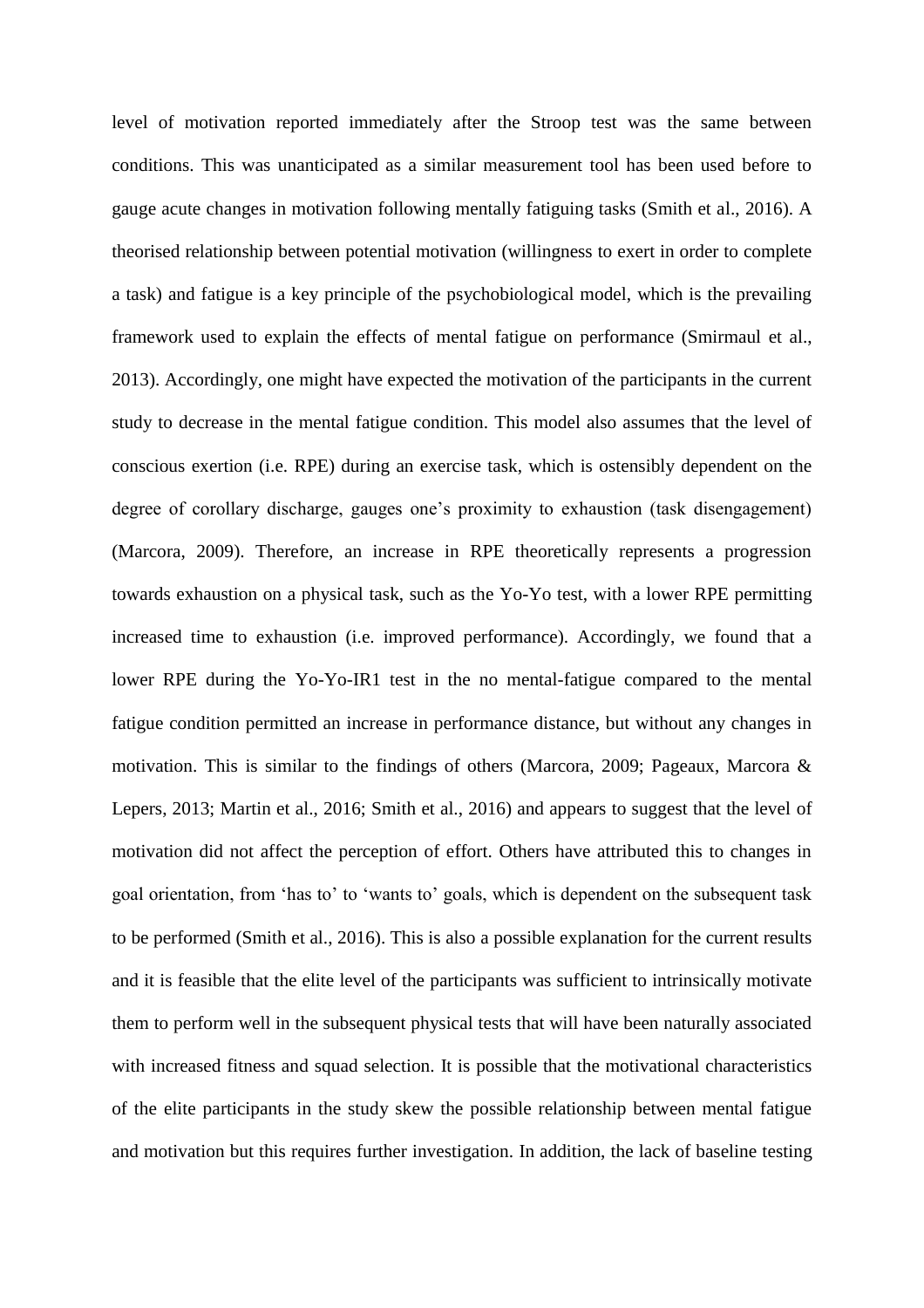level of motivation reported immediately after the Stroop test was the same between conditions. This was unanticipated as a similar measurement tool has been used before to gauge acute changes in motivation following mentally fatiguing tasks (Smith et al., 2016). A theorised relationship between potential motivation (willingness to exert in order to complete a task) and fatigue is a key principle of the psychobiological model, which is the prevailing framework used to explain the effects of mental fatigue on performance (Smirmaul et al., 2013). Accordingly, one might have expected the motivation of the participants in the current study to decrease in the mental fatigue condition. This model also assumes that the level of conscious exertion (i.e. RPE) during an exercise task, which is ostensibly dependent on the degree of corollary discharge, gauges one's proximity to exhaustion (task disengagement) (Marcora, 2009). Therefore, an increase in RPE theoretically represents a progression towards exhaustion on a physical task, such as the Yo-Yo test, with a lower RPE permitting increased time to exhaustion (i.e. improved performance). Accordingly, we found that a lower RPE during the Yo-Yo-IR1 test in the no mental-fatigue compared to the mental fatigue condition permitted an increase in performance distance, but without any changes in motivation. This is similar to the findings of others (Marcora, 2009; Pageaux, Marcora & Lepers, 2013; Martin et al., 2016; Smith et al., 2016) and appears to suggest that the level of motivation did not affect the perception of effort. Others have attributed this to changes in goal orientation, from 'has to' to 'wants to' goals, which is dependent on the subsequent task to be performed (Smith et al., 2016). This is also a possible explanation for the current results and it is feasible that the elite level of the participants was sufficient to intrinsically motivate them to perform well in the subsequent physical tests that will have been naturally associated with increased fitness and squad selection. It is possible that the motivational characteristics of the elite participants in the study skew the possible relationship between mental fatigue and motivation but this requires further investigation. In addition, the lack of baseline testing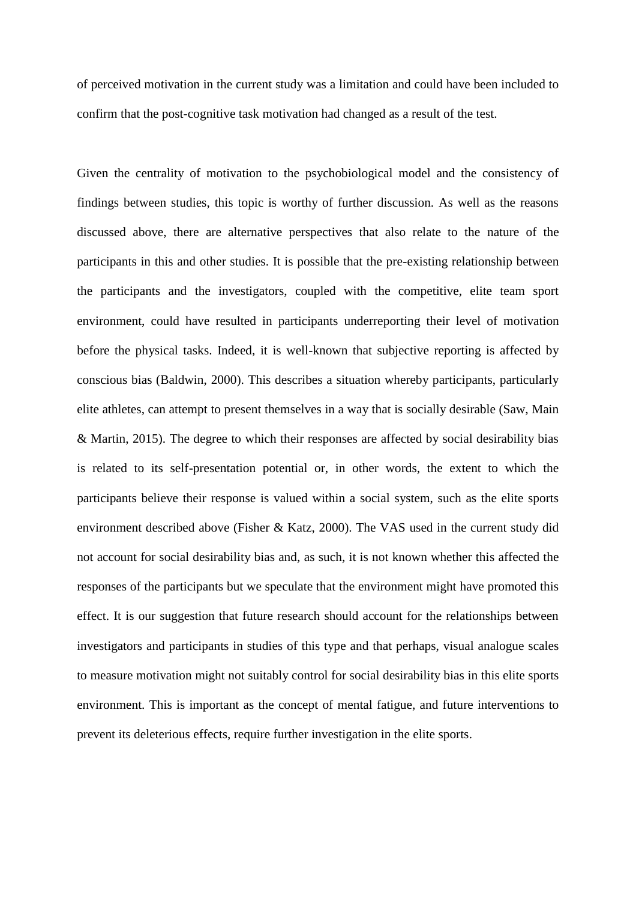of perceived motivation in the current study was a limitation and could have been included to confirm that the post-cognitive task motivation had changed as a result of the test.

Given the centrality of motivation to the psychobiological model and the consistency of findings between studies, this topic is worthy of further discussion. As well as the reasons discussed above, there are alternative perspectives that also relate to the nature of the participants in this and other studies. It is possible that the pre-existing relationship between the participants and the investigators, coupled with the competitive, elite team sport environment, could have resulted in participants underreporting their level of motivation before the physical tasks. Indeed, it is well-known that subjective reporting is affected by conscious bias (Baldwin, 2000). This describes a situation whereby participants, particularly elite athletes, can attempt to present themselves in a way that is socially desirable (Saw, Main & Martin, 2015). The degree to which their responses are affected by social desirability bias is related to its self-presentation potential or, in other words, the extent to which the participants believe their response is valued within a social system, such as the elite sports environment described above (Fisher & Katz, 2000). The VAS used in the current study did not account for social desirability bias and, as such, it is not known whether this affected the responses of the participants but we speculate that the environment might have promoted this effect. It is our suggestion that future research should account for the relationships between investigators and participants in studies of this type and that perhaps, visual analogue scales to measure motivation might not suitably control for social desirability bias in this elite sports environment. This is important as the concept of mental fatigue, and future interventions to prevent its deleterious effects, require further investigation in the elite sports.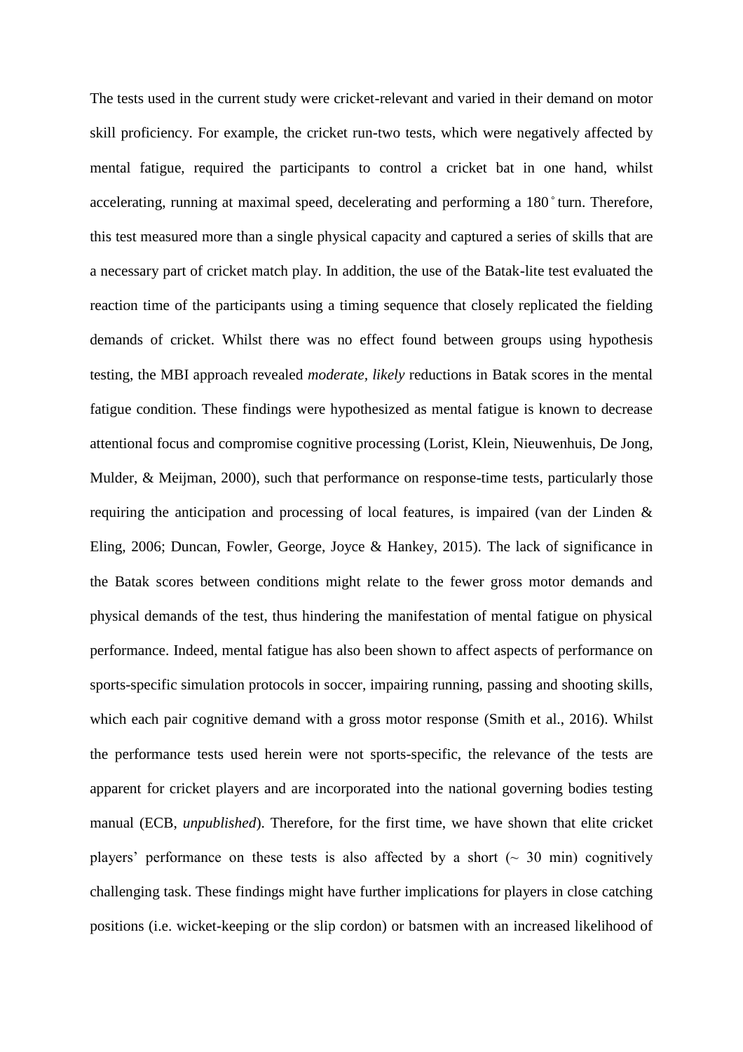The tests used in the current study were cricket-relevant and varied in their demand on motor skill proficiency. For example, the cricket run-two tests, which were negatively affected by mental fatigue, required the participants to control a cricket bat in one hand, whilst accelerating, running at maximal speed, decelerating and performing a 180˚ turn. Therefore, this test measured more than a single physical capacity and captured a series of skills that are a necessary part of cricket match play. In addition, the use of the Batak-lite test evaluated the reaction time of the participants using a timing sequence that closely replicated the fielding demands of cricket. Whilst there was no effect found between groups using hypothesis testing, the MBI approach revealed *moderate, likely* reductions in Batak scores in the mental fatigue condition. These findings were hypothesized as mental fatigue is known to decrease attentional focus and compromise cognitive processing (Lorist, Klein, Nieuwenhuis, De Jong, Mulder, & Meijman, 2000), such that performance on response-time tests, particularly those requiring the anticipation and processing of local features, is impaired (van der Linden & Eling, 2006; Duncan, Fowler, George, Joyce & Hankey, 2015). The lack of significance in the Batak scores between conditions might relate to the fewer gross motor demands and physical demands of the test, thus hindering the manifestation of mental fatigue on physical performance. Indeed, mental fatigue has also been shown to affect aspects of performance on sports-specific simulation protocols in soccer, impairing running, passing and shooting skills, which each pair cognitive demand with a gross motor response (Smith et al., 2016). Whilst the performance tests used herein were not sports-specific, the relevance of the tests are apparent for cricket players and are incorporated into the national governing bodies testing manual (ECB, *unpublished*). Therefore, for the first time, we have shown that elite cricket players' performance on these tests is also affected by a short (~ 30 min) cognitively challenging task. These findings might have further implications for players in close catching positions (i.e. wicket-keeping or the slip cordon) or batsmen with an increased likelihood of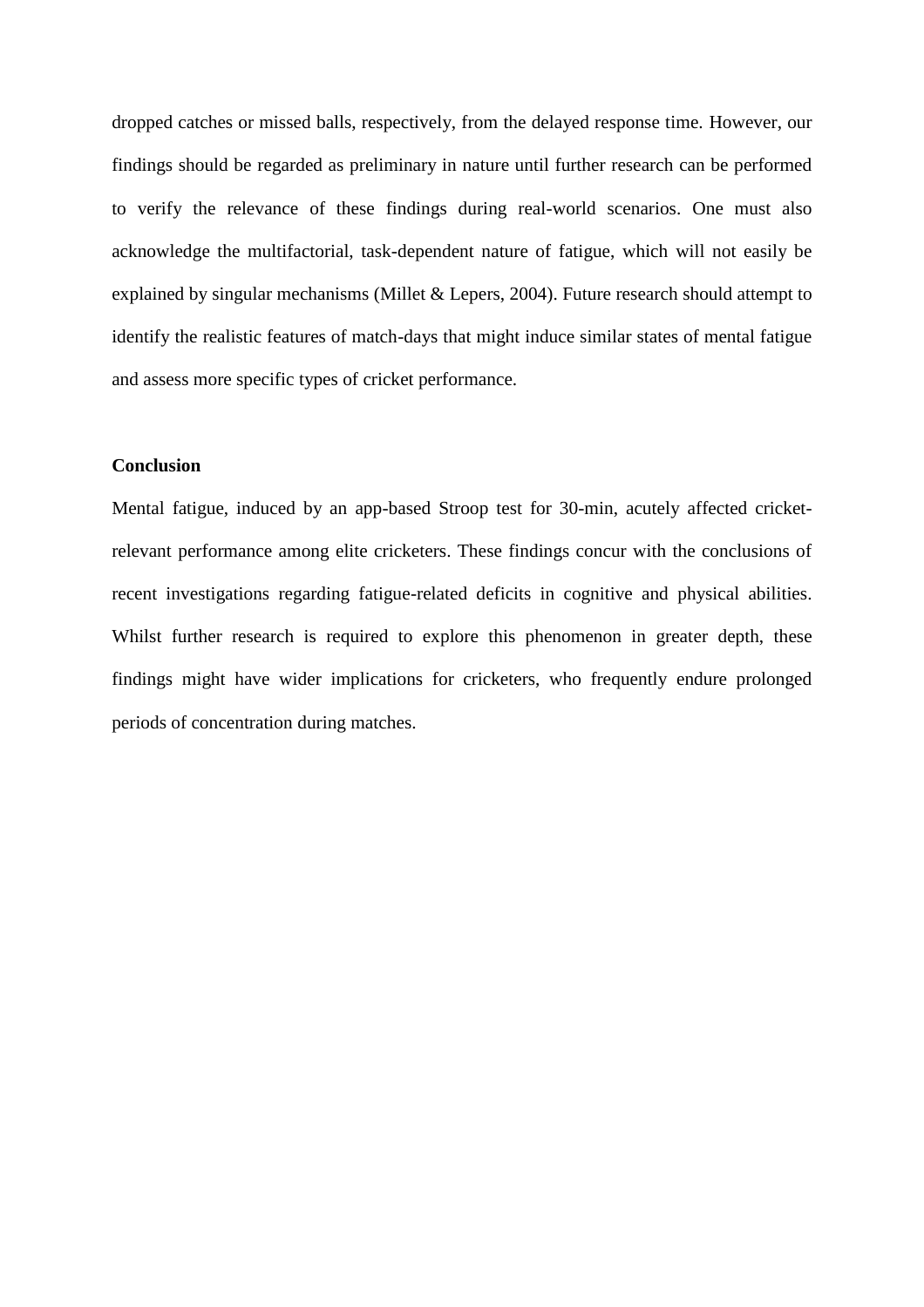dropped catches or missed balls, respectively, from the delayed response time. However, our findings should be regarded as preliminary in nature until further research can be performed to verify the relevance of these findings during real-world scenarios. One must also acknowledge the multifactorial, task-dependent nature of fatigue, which will not easily be explained by singular mechanisms (Millet & Lepers, 2004). Future research should attempt to identify the realistic features of match-days that might induce similar states of mental fatigue and assess more specific types of cricket performance.

**Conclusion**

Mental fatigue, induced by an app-based Stroop test for 30-min, acutely affected cricket-relevant performance among elite cricketers. These findings concur with the conclusions of recent investigations regarding fatigue-related deficits in cognitive and physical abilities. Whilst further research is required to explore this phenomenon in greater depth, these findings might have wider implications for cricketers, who frequently endure prolonged periods of concentration during matches.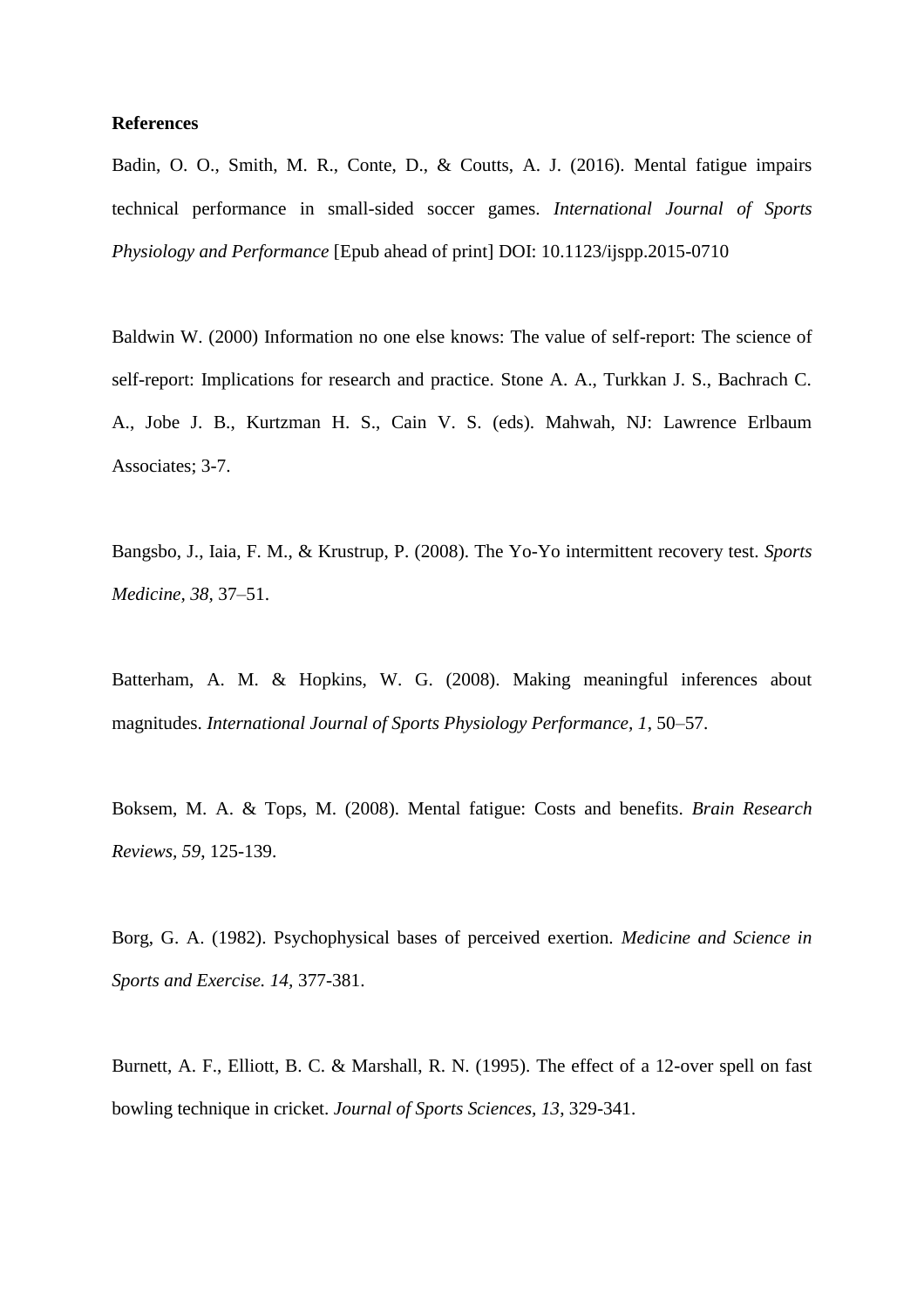**References**

Badin, O. O., Smith, M. R., Conte, D., & Coutts, A. J. (2016). Mental fatigue impairs technical performance in small-sided soccer games. *International Journal of Sports Physiology and Performance* [Epub ahead of print] DOI: 10.1123/ijspp.2015-0710

Baldwin W. (2000) Information no one else knows: The value of self-report: The science of self-report: Implications for research and practice. Stone A. A., Turkkan J. S., Bachrach C. A., Jobe J. B., Kurtzman H. S., Cain V. S. (eds). Mahwah, NJ: Lawrence Erlbaum Associates; 3-7.

Bangsbo, J., Iaia, F. M., & Krustrup, P. (2008). The Yo-Yo intermittent recovery test. *Sports Medicine*, *38*, 37–51.

Batterham, A. M. & Hopkins, W. G. (2008). Making meaningful inferences about magnitudes. *International Journal of Sports Physiology Performance, 1*, 50–57.

Boksem, M. A. & Tops, M. (2008). Mental fatigue: Costs and benefits. *Brain Research Reviews*, *59*, 125-139.

Borg, G. A. (1982). Psychophysical bases of perceived exertion. *Medicine and Science in Sports and Exercise. 14*, 377-381.

Burnett, A. F., Elliott, B. C. & Marshall, R. N. (1995). The effect of a 12-over spell on fast bowling technique in cricket. *Journal of Sports Sciences*, *13*, 329-341.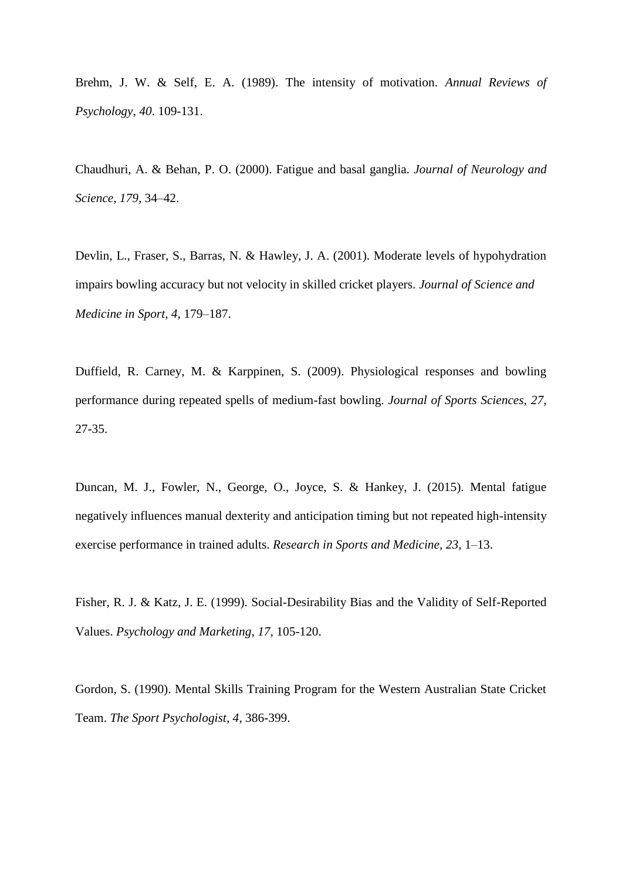Brehm, J. W. & Self, E. A. (1989). The intensity of motivation. *Annual Reviews of Psychology, 40*. 109-131.

Chaudhuri, A. & Behan, P. O. (2000). Fatigue and basal ganglia. *Journal of Neurology and Science, 179,* 34–42.

Devlin, L., Fraser, S., Barras, N. & Hawley, J. A. (2001). Moderate levels of hypohydration impairs bowling accuracy but not velocity in skilled cricket players. *Journal of Science and Medicine in Sport, 4*, 179–187.

Duffield, R. Carney, M. & Karppinen, S. (2009). Physiological responses and bowling performance during repeated spells of medium-fast bowling. *Journal of Sports Sciences, 27*, 27-35.

Duncan, M. J., Fowler, N., George, O., Joyce, S. & Hankey, J. (2015). Mental fatigue negatively influences manual dexterity and anticipation timing but not repeated high-intensity exercise performance in trained adults. *Research in Sports and Medicine, 23,* 1–13.

Fisher, R. J. & Katz, J. E. (1999). Social-Desirability Bias and the Validity of Self-Reported Values. *Psychology and Marketing, 17,* 105-120.

Gordon, S. (1990). Mental Skills Training Program for the Western Australian State Cricket Team. *The Sport Psychologist, 4*, 386-399.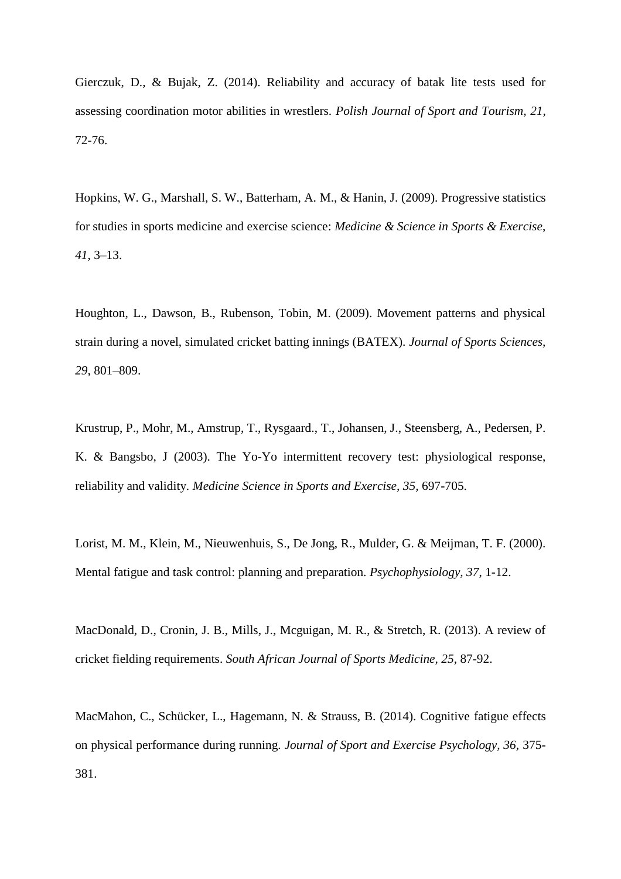Gierczuk, D., & Bujak, Z. (2014). Reliability and accuracy of batak lite tests used for assessing coordination motor abilities in wrestlers. *Polish Journal of Sport and Tourism, 21*, 72-76.

Hopkins, W. G., Marshall, S. W., Batterham, A. M., & Hanin, J. (2009). Progressive statistics for studies in sports medicine and exercise science: *Medicine & Science in Sports & Exercise*, *41*, 3–13.

Houghton, L., Dawson, B., Rubenson, Tobin, M. (2009). Movement patterns and physical strain during a novel, simulated cricket batting innings (BATEX). *Journal of Sports Sciences, 29*, 801–809.

Krustrup, P., Mohr, M., Amstrup, T., Rysgaard., T., Johansen, J., Steensberg, A., Pedersen, P. K. & Bangsbo, J (2003). The Yo-Yo intermittent recovery test: physiological response, reliability and validity. *Medicine Science in Sports and Exercise, 35*, 697-705.

Lorist, M. M., Klein, M., Nieuwenhuis, S., De Jong, R., Mulder, G. & Meijman, T. F. (2000). Mental fatigue and task control: planning and preparation. *Psychophysiology, 37*, 1-12.

MacDonald, D., Cronin, J. B., Mills, J., Mcguigan, M. R., & Stretch, R. (2013). A review of cricket fielding requirements. *South African Journal of Sports Medicine, 25*, 87-92.

MacMahon, C., Schücker, L., Hagemann, N. & Strauss, B. (2014). Cognitive fatigue effects on physical performance during running. *Journal of Sport and Exercise Psychology, 36*, 375-381.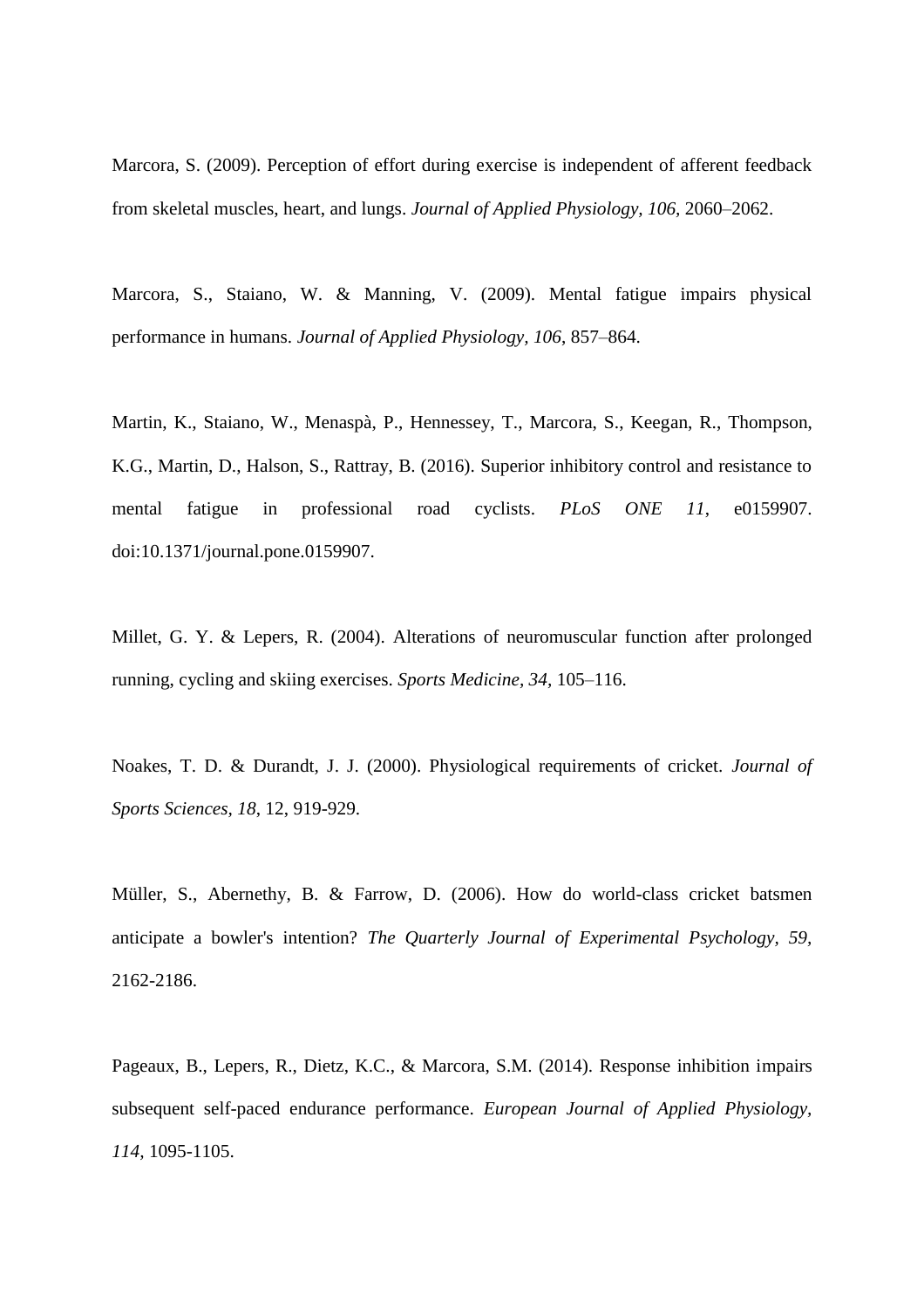Marcora, S. (2009). Perception of effort during exercise is independent of afferent feedback from skeletal muscles, heart, and lungs. *Journal of Applied Physiology, 106*, 2060–2062.

Marcora, S., Staiano, W. & Manning, V. (2009). Mental fatigue impairs physical performance in humans. *Journal of Applied Physiology, 106*, 857–864.

Martin, K., Staiano, W., Menaspà, P., Hennessey, T., Marcora, S., Keegan, R., Thompson, K.G., Martin, D., Halson, S., Rattray, B. (2016). Superior inhibitory control and resistance to mental fatigue in professional road cyclists. *PLoS ONE 11*, e0159907. doi:10.1371/journal.pone.0159907.

Millet, G. Y. & Lepers, R. (2004). Alterations of neuromuscular function after prolonged running, cycling and skiing exercises. *Sports Medicine, 34*, 105–116.

Noakes, T. D. & Durandt, J. J. (2000). Physiological requirements of cricket. *Journal of Sports Sciences, 18*, 12, 919-929.

Müller, S., Abernethy, B. & Farrow, D. (2006). How do world-class cricket batsmen anticipate a bowler's intention? *The Quarterly Journal of Experimental Psychology, 59*, 2162-2186.

Pageaux, B., Lepers, R., Dietz, K.C., & Marcora, S.M. (2014). Response inhibition impairs subsequent self-paced endurance performance. *European Journal of Applied Physiology, 114*, 1095-1105.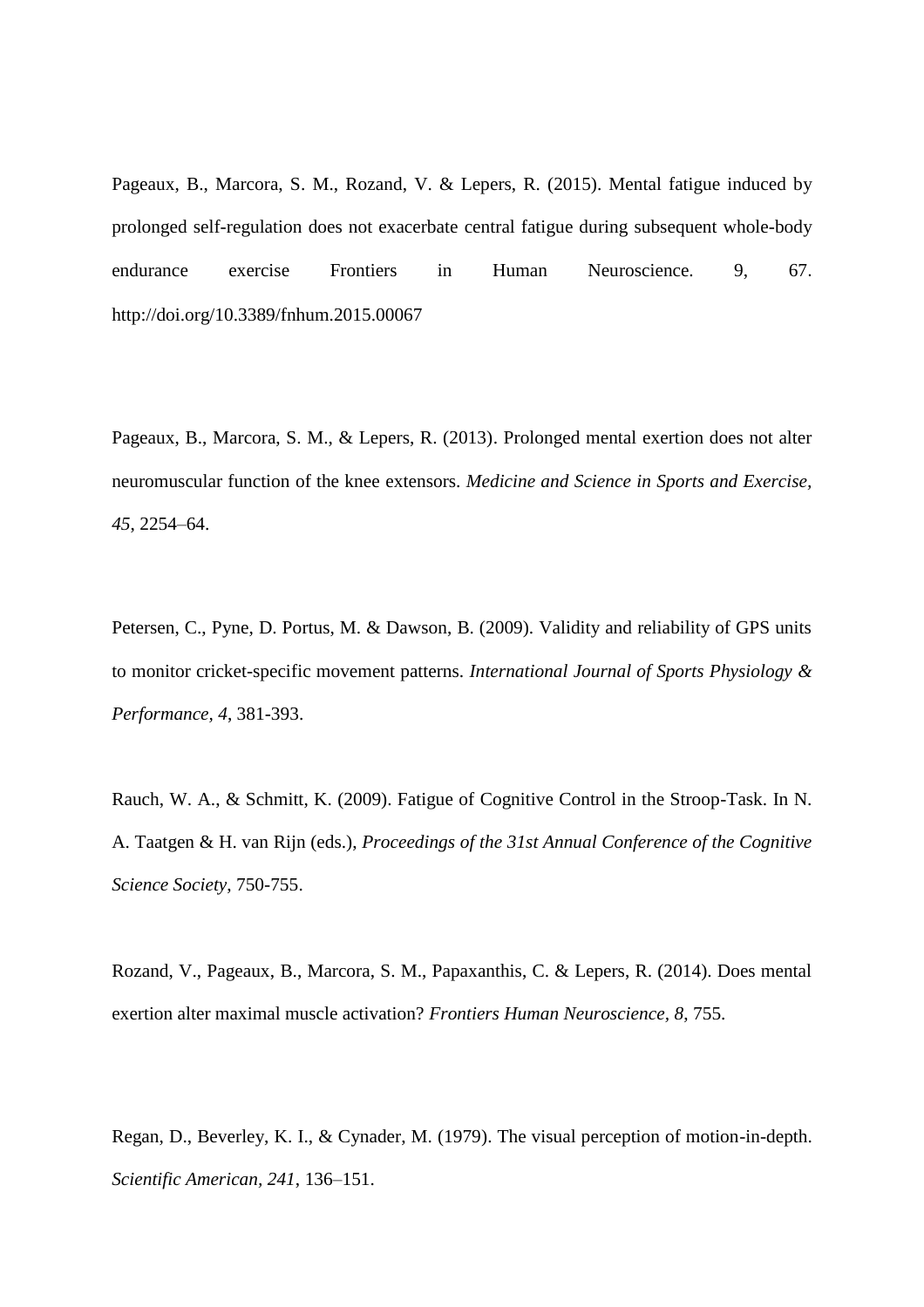Pageaux, B., Marcora, S. M., Rozand, V. & Lepers, R. (2015). Mental fatigue induced by prolonged self-regulation does not exacerbate central fatigue during subsequent whole-body endurance exercise Frontiers in Human Neuroscience. 9, 67. http://doi.org/10.3389/fnhum.2015.00067

Pageaux, B., Marcora, S. M., & Lepers, R. (2013). Prolonged mental exertion does not alter neuromuscular function of the knee extensors. *Medicine and Science in Sports and Exercise, 45*, 2254–64.

Petersen, C., Pyne, D. Portus, M. & Dawson, B. (2009). Validity and reliability of GPS units to monitor cricket-specific movement patterns. *International Journal of Sports Physiology & Performance, 4*, 381-393.

Rauch, W. A., & Schmitt, K. (2009). Fatigue of Cognitive Control in the Stroop-Task. In N. A. Taatgen & H. van Rijn (eds.), *Proceedings of the 31st Annual Conference of the Cognitive Science Society*, 750-755.

Rozand, V., Pageaux, B., Marcora, S. M., Papaxanthis, C. & Lepers, R. (2014). Does mental exertion alter maximal muscle activation? *Frontiers Human Neuroscience, 8*, 755.

Regan, D., Beverley, K. I., & Cynader, M. (1979). The visual perception of motion-in-depth. *Scientific American, 241*, 136–151.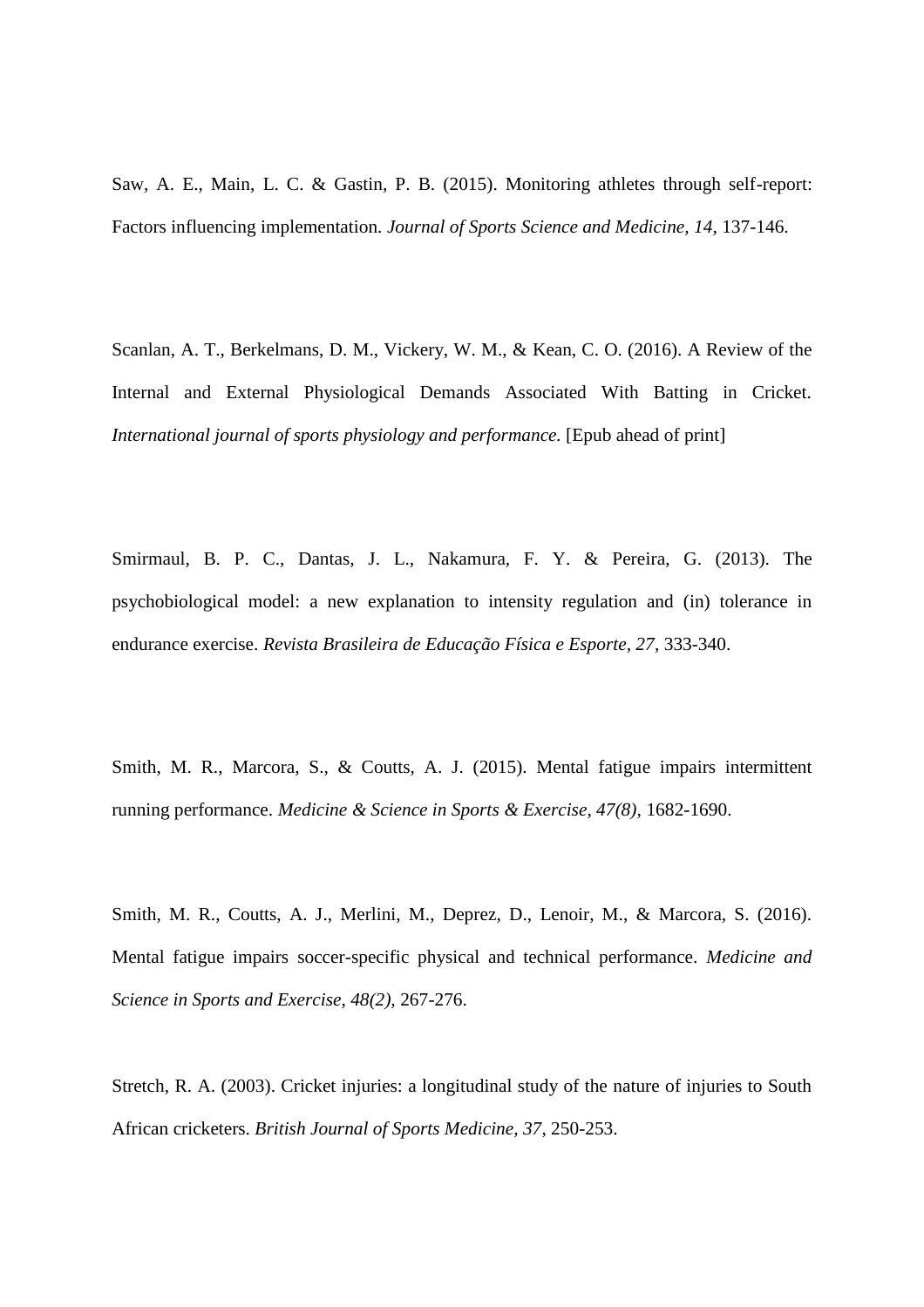Saw, A. E., Main, L. C. & Gastin, P. B. (2015). Monitoring athletes through self-report: Factors influencing implementation. *Journal of Sports Science and Medicine, 14*, 137-146.

Scanlan, A. T., Berkelmans, D. M., Vickery, W. M., & Kean, C. O. (2016). A Review of the Internal and External Physiological Demands Associated With Batting in Cricket. *International journal of sports physiology and performance.* [Epub ahead of print]

Smirmaul, B. P. C., Dantas, J. L., Nakamura, F. Y. & Pereira, G. (2013). The psychobiological model: a new explanation to intensity regulation and (in) tolerance in endurance exercise. *Revista Brasileira de Educação Física e Esporte, 27*, 333-340.

Smith, M. R., Marcora, S., & Coutts, A. J. (2015). Mental fatigue impairs intermittent running performance. *Medicine & Science in Sports & Exercise, 47(8),* 1682-1690.

Smith, M. R., Coutts, A. J., Merlini, M., Deprez, D., Lenoir, M., & Marcora, S. (2016). Mental fatigue impairs soccer-specific physical and technical performance. *Medicine and Science in Sports and Exercise, 48(2),* 267-276.

Stretch, R. A. (2003). Cricket injuries: a longitudinal study of the nature of injuries to South African cricketers. *British Journal of Sports Medicine, 37,* 250-253.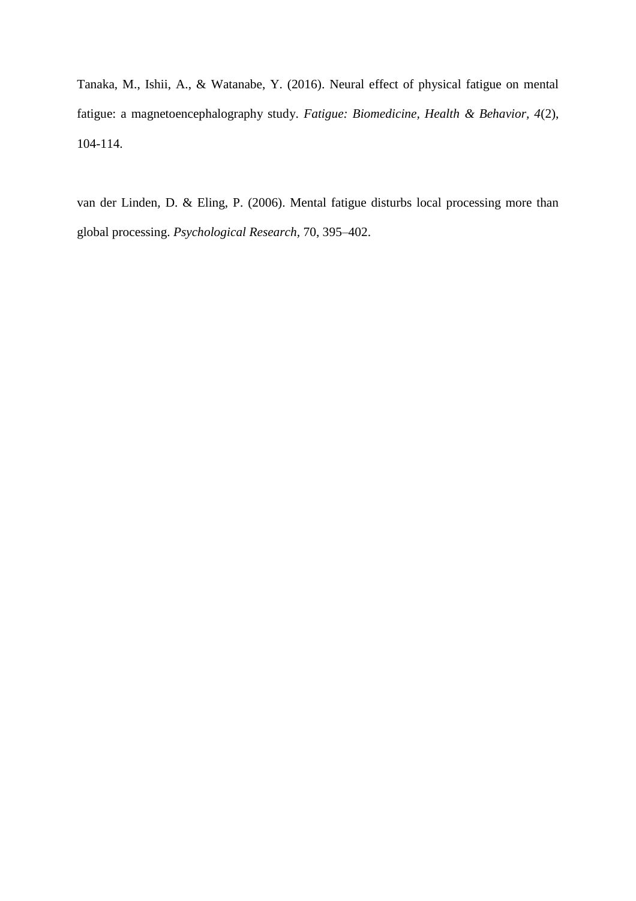Tanaka, M., Ishii, A., & Watanabe, Y. (2016). Neural effect of physical fatigue on mental fatigue: a magnetoencephalography study. *Fatigue: Biomedicine, Health & Behavior*, *4*(2), 104-114.

van der Linden, D. & Eling, P. (2006). Mental fatigue disturbs local processing more than global processing. *Psychological Research*, 70, 395–402.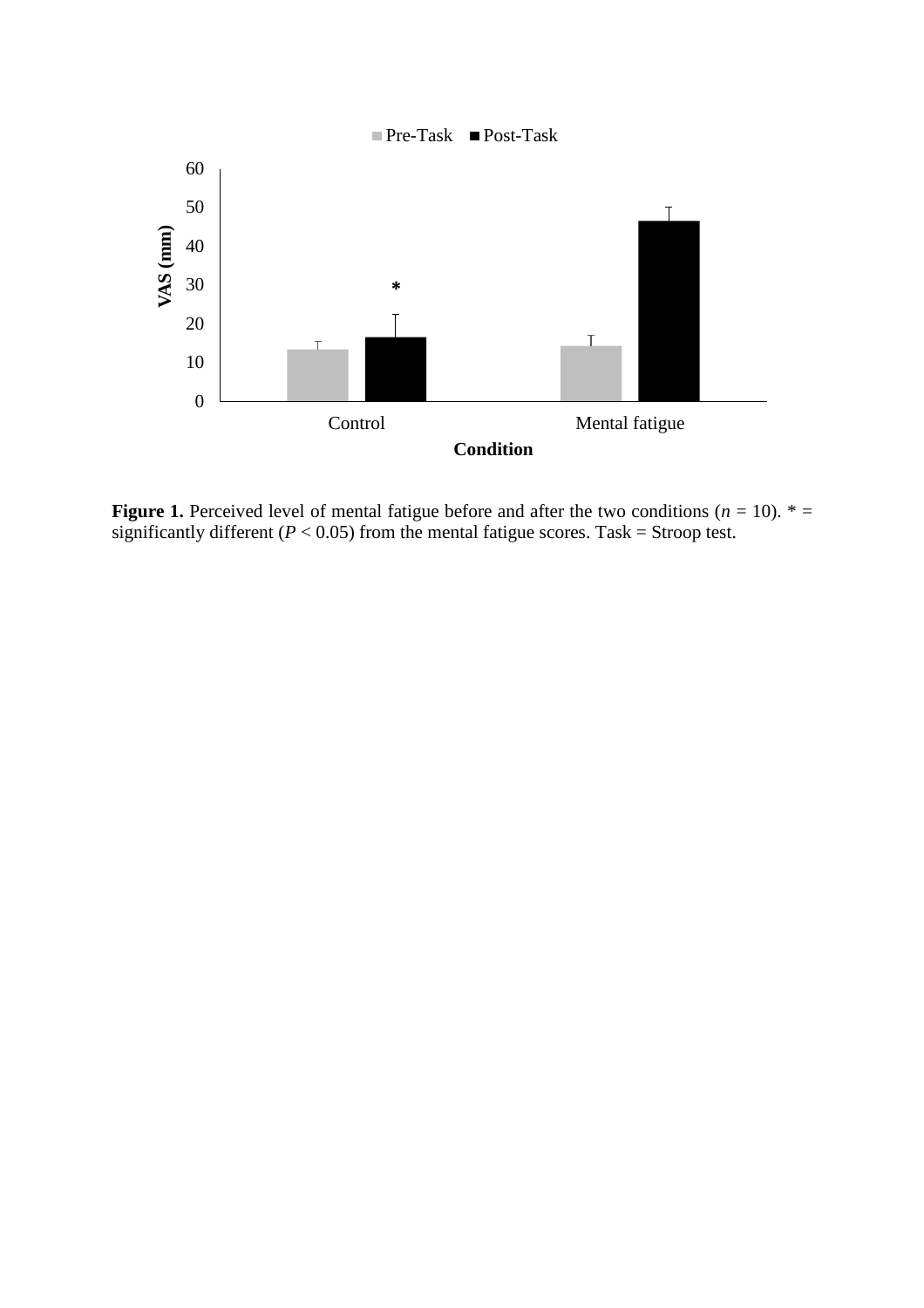**Figure 1.** Perceived level of mental fatigue before and after the two conditions ($n$ = 10). * = significantly different ($P$ < 0.05) from the mental fatigue scores. Task = Stroop test.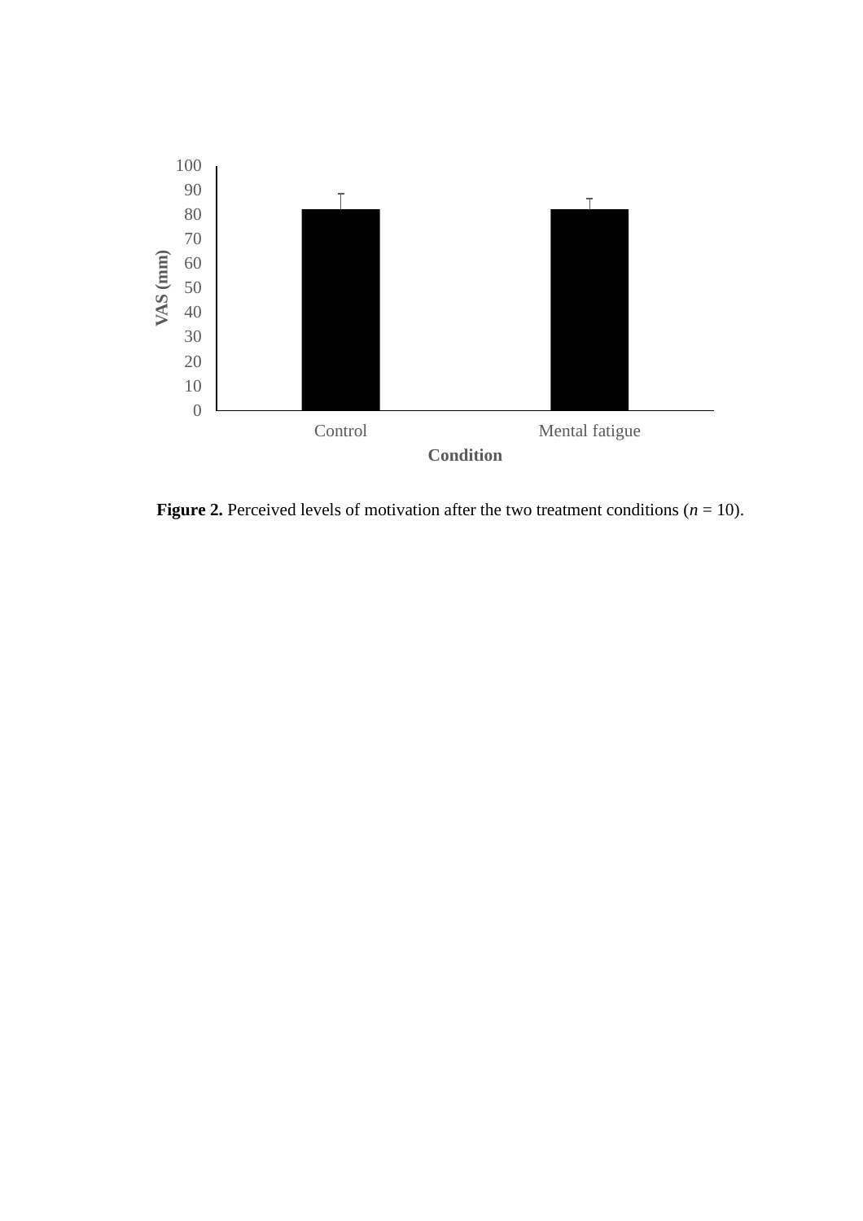**Figure 2.** Perceived levels of motivation after the two treatment conditions ($n$ = 10).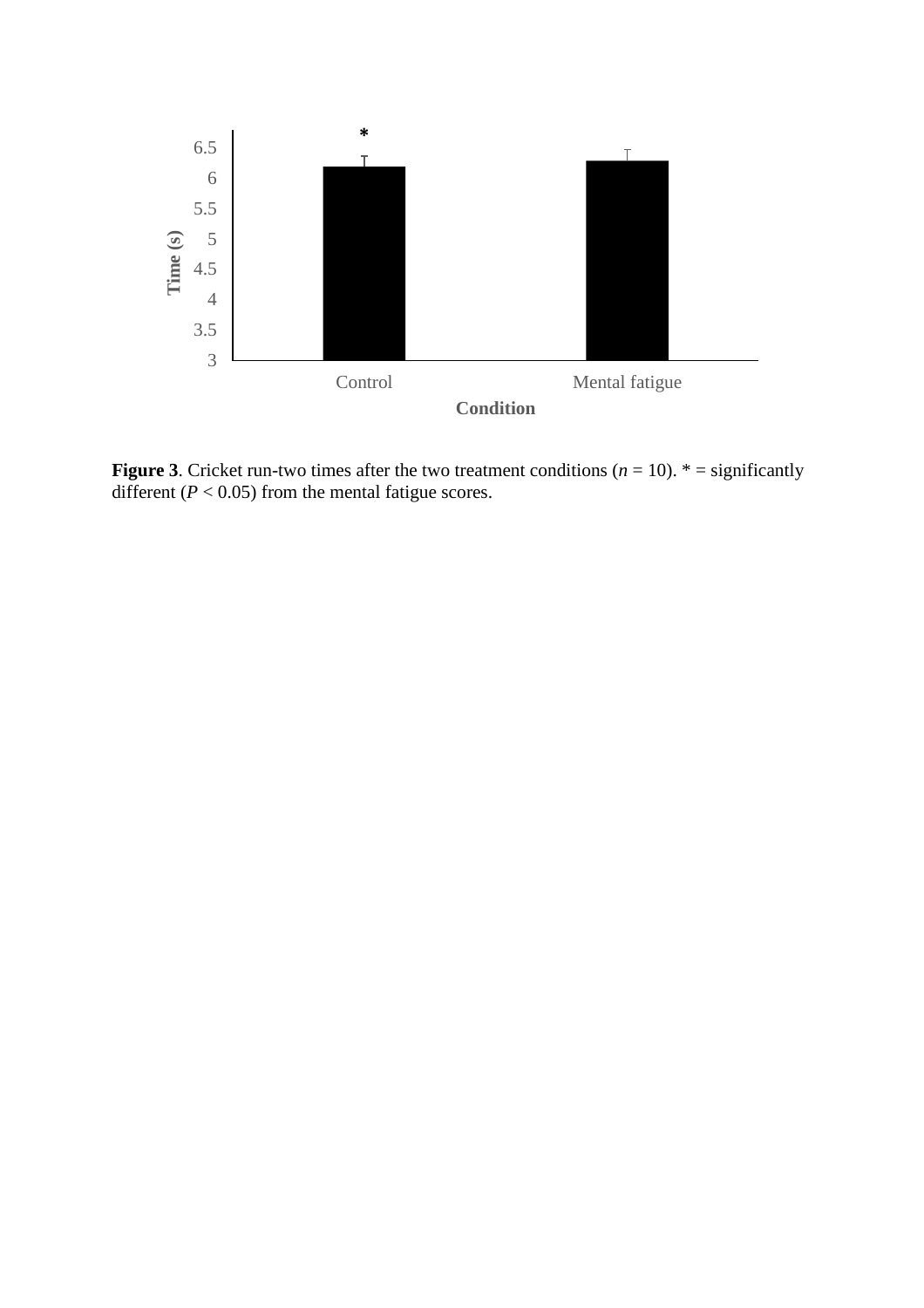**Figure 3**. Cricket run-two times after the two treatment conditions (*n* = 10). * = significantly different (*P* < 0.05) from the mental fatigue scores.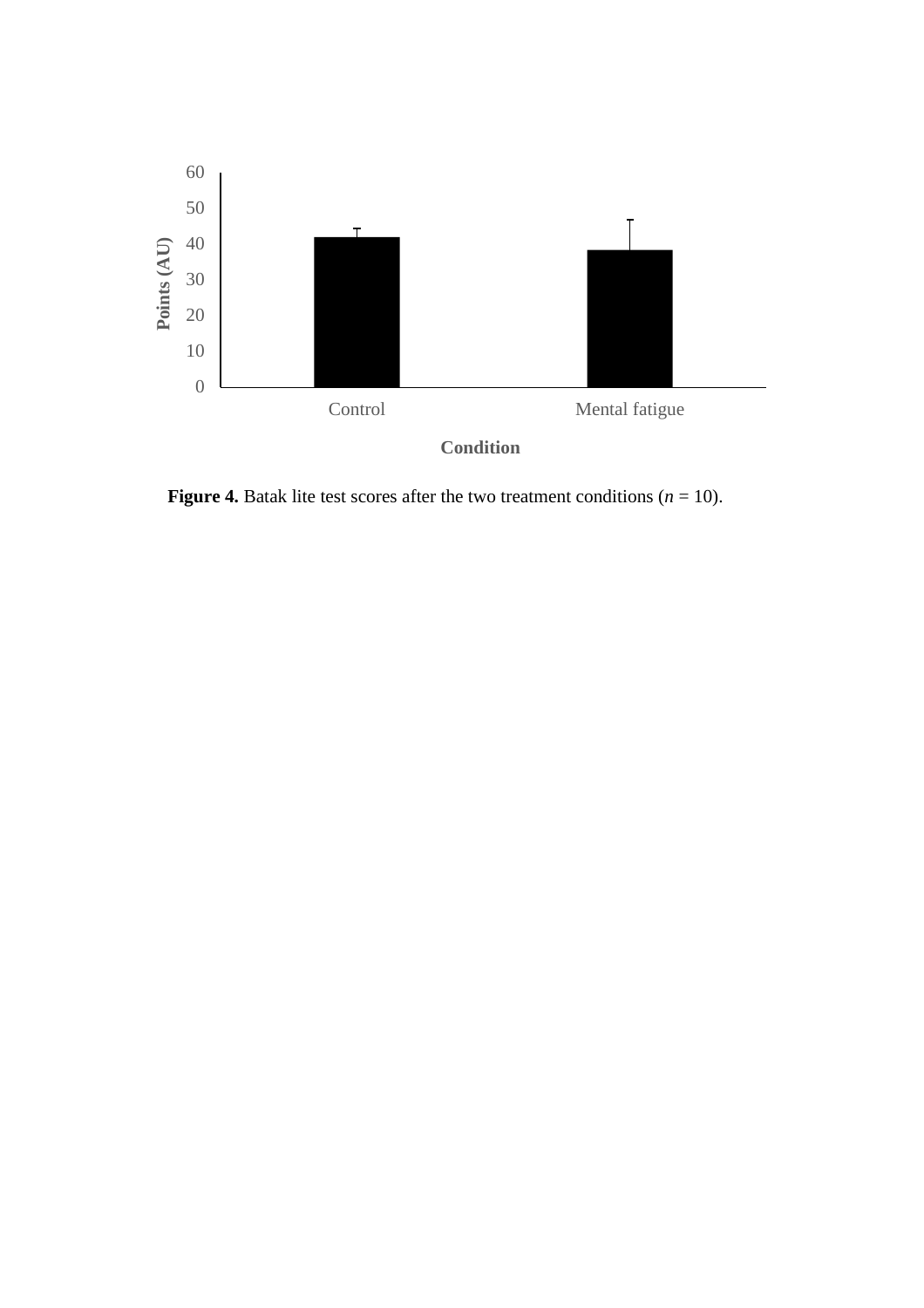**Figure 4.** Batak lite test scores after the two treatment conditions (*n* = 10).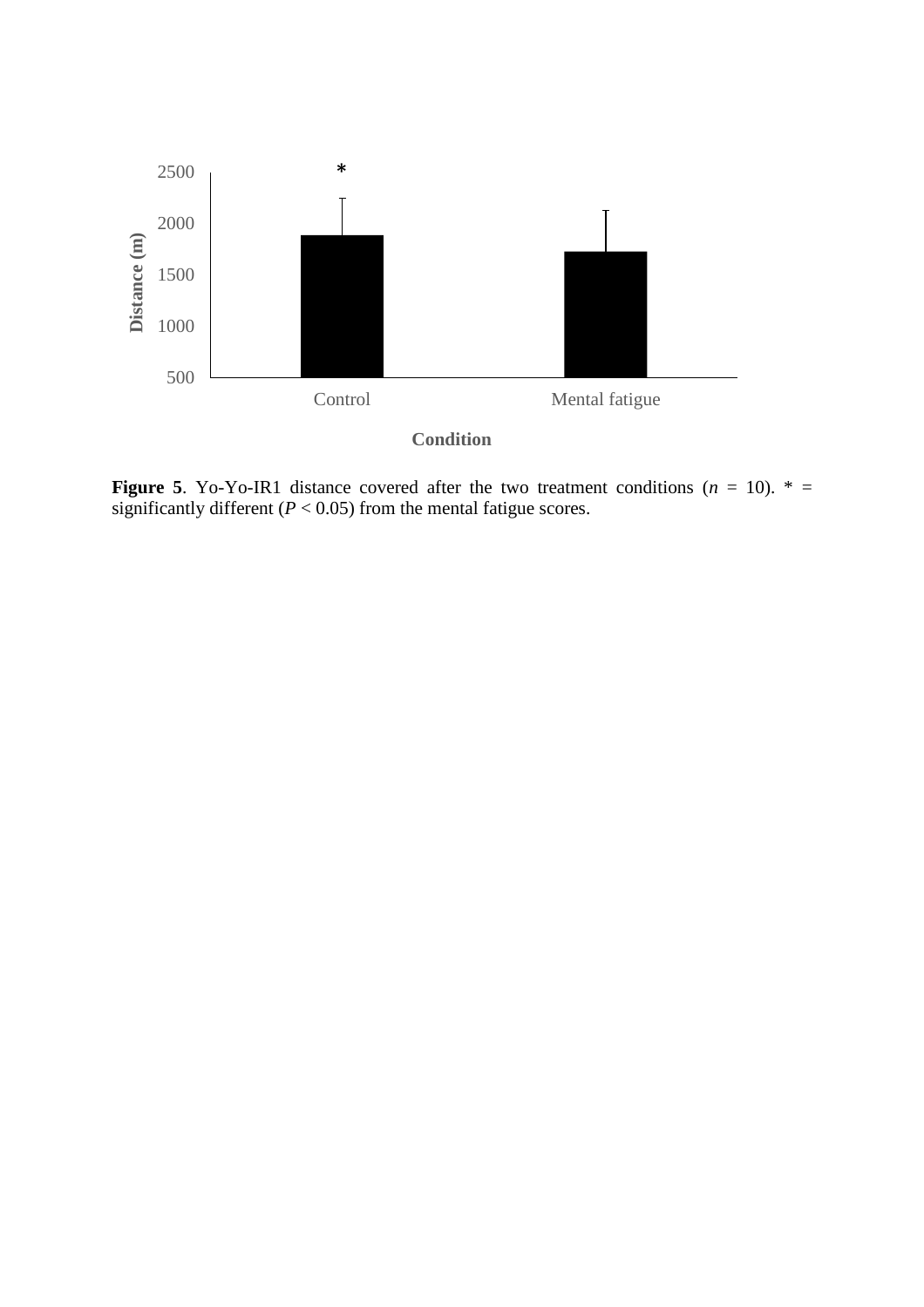**Figure 5**. Yo-Yo-IR1 distance covered after the two treatment conditions ($n$ = 10). * = significantly different ($P$ < 0.05) from the mental fatigue scores.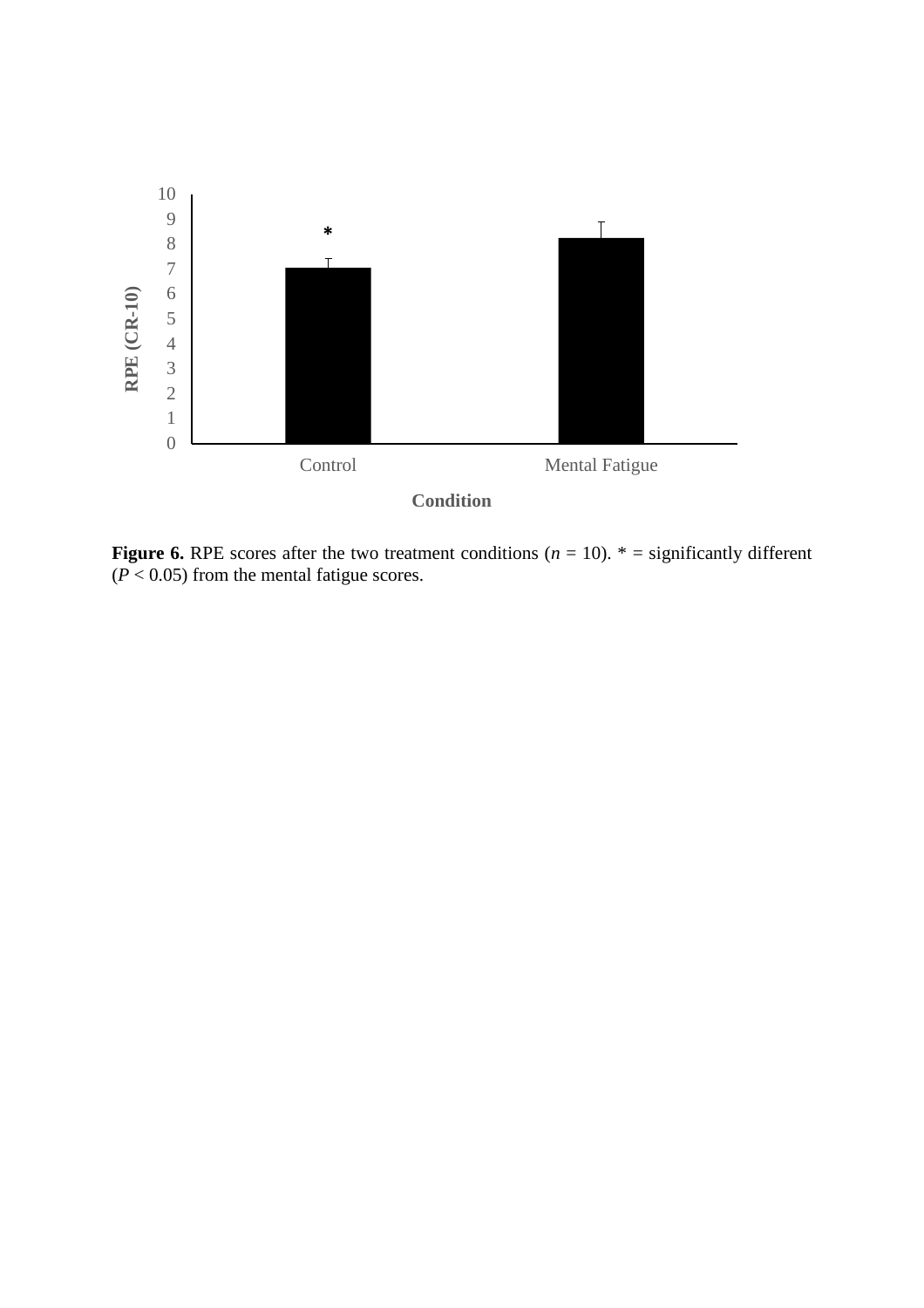10
9
8
7
6
5
4
3
2
1
0

RPE (CR-10)

*

Control

Mental Fatigue

Condition

**Figure 6.** RPE scores after the two treatment conditions (*n* = 10). * = significantly different ($P < 0.05$) from the mental fatigue scores.